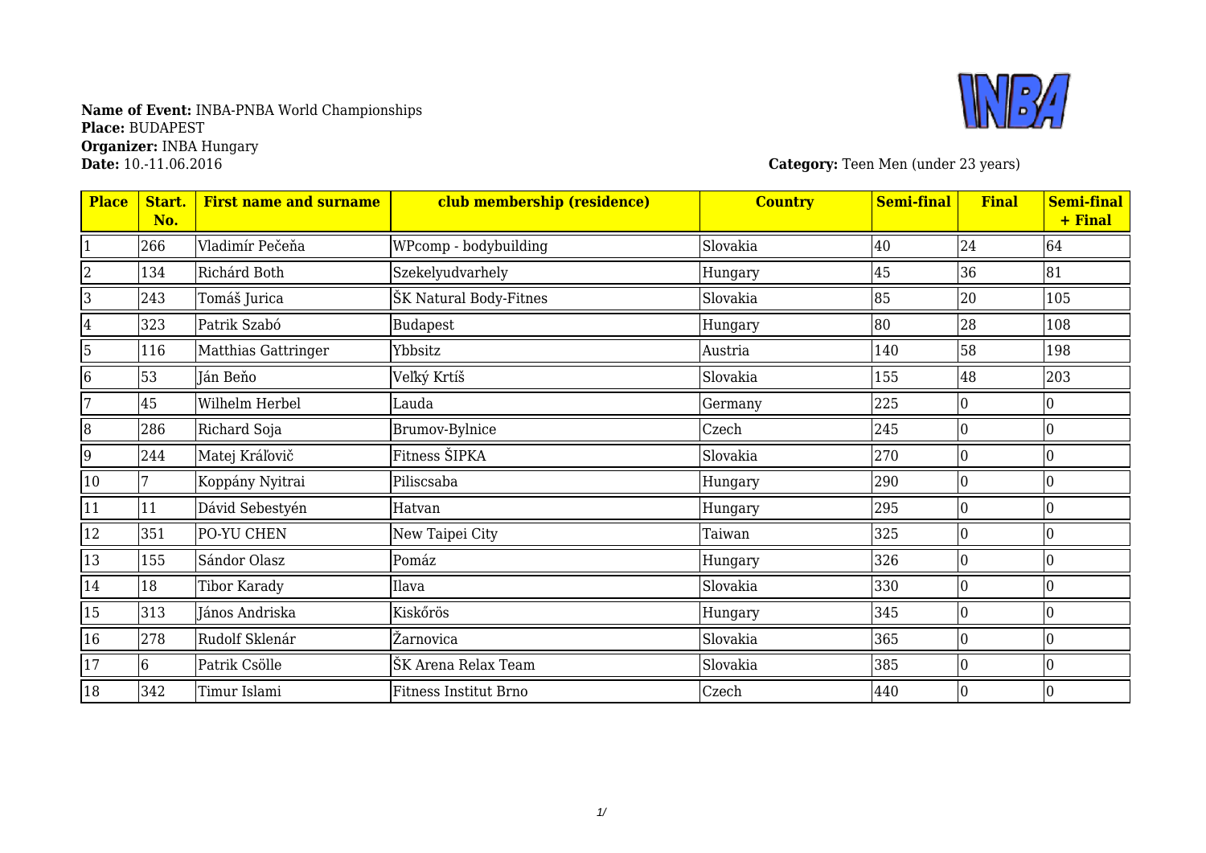**Name of Event:** INBA-PNBA World Championships
**Place:** BUDAPEST
**Organizer:** INBA Hungary
**Date:** 10.-11.06.2016

**Category:** Teen Men (under 23 years)

| Place | Start. No. | First name and surname | club membership (residence) | Country | Semi-final | Final | Semi-final + Final |
|---|---|---|---|---|---|---|---|
| 1 | 266 | Vladimír Pečeňa | WPcomp - bodybuilding | Slovakia | 40 | 24 | 64 |
| 2 | 134 | Richárd Both | Szekelyudvarhely | Hungary | 45 | 36 | 81 |
| 3 | 243 | Tomáš Jurica | ŠK Natural Body-Fitnes | Slovakia | 85 | 20 | 105 |
| 4 | 323 | Patrik Szabó | Budapest | Hungary | 80 | 28 | 108 |
| 5 | 116 | Matthias Gattringer | Ybbsitz | Austria | 140 | 58 | 198 |
| 6 | 53 | Ján Beňo | Veľký Krtíš | Slovakia | 155 | 48 | 203 |
| 7 | 45 | Wilhelm Herbel | Lauda | Germany | 225 | 0 | 0 |
| 8 | 286 | Richard Soja | Brumov-Bylnice | Czech | 245 | 0 | 0 |
| 9 | 244 | Matej Kráľovič | Fitness ŠIPKA | Slovakia | 270 | 0 | 0 |
| 10 | 7 | Koppány Nyitrai | Piliscsaba | Hungary | 290 | 0 | 0 |
| 11 | 11 | Dávid Sebestyén | Hatvan | Hungary | 295 | 0 | 0 |
| 12 | 351 | PO-YU CHEN | New Taipei City | Taiwan | 325 | 0 | 0 |
| 13 | 155 | Sándor Olasz | Pomáz | Hungary | 326 | 0 | 0 |
| 14 | 18 | Tibor Karady | Ilava | Slovakia | 330 | 0 | 0 |
| 15 | 313 | János Andriska | Kiskőrös | Hungary | 345 | 0 | 0 |
| 16 | 278 | Rudolf Sklenár | Žarnovica | Slovakia | 365 | 0 | 0 |
| 17 | 6 | Patrik Csölle | ŠK Arena Relax Team | Slovakia | 385 | 0 | 0 |
| 18 | 342 | Timur Islami | Fitness Institut Brno | Czech | 440 | 0 | 0 |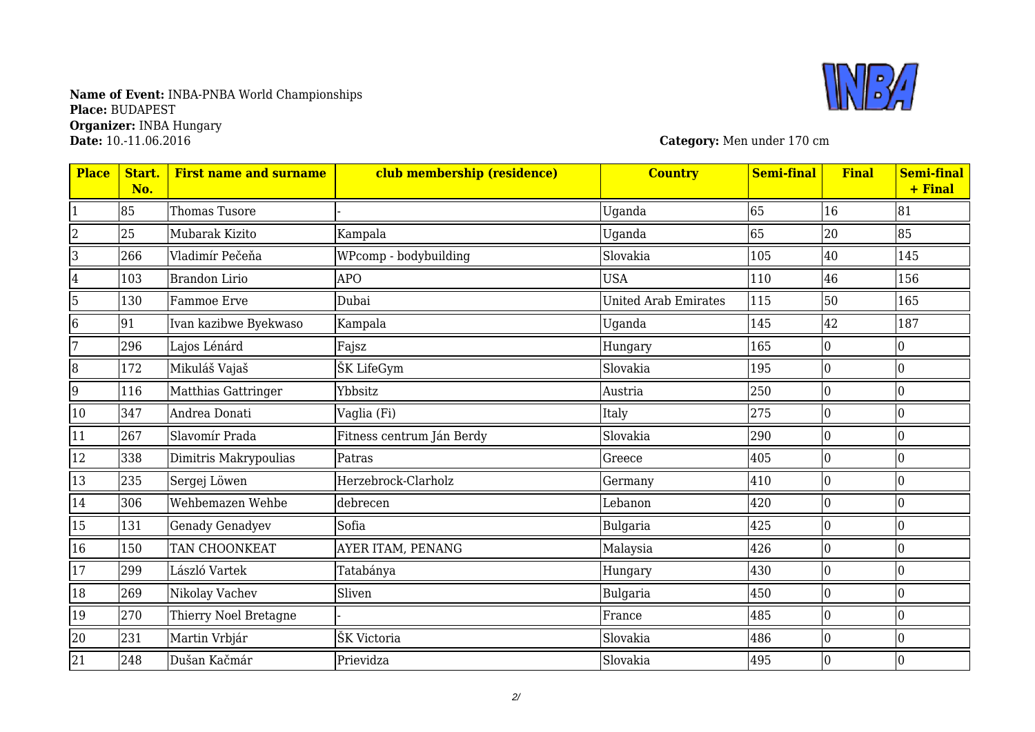**Name of Event:** INBA-PNBA World Championships
**Place:** BUDAPEST
**Organizer:** INBA Hungary
**Date:** 10.-11.06.2016

**Category:** Men under 170 cm

| Place | Start. No. | First name and surname | club membership (residence) | Country | Semi-final | Final | Semi-final + Final |
|---|---|---|---|---|---|---|---|
| 1 | 85 | Thomas Tusore | - | Uganda | 65 | 16 | 81 |
| 2 | 25 | Mubarak Kizito | Kampala | Uganda | 65 | 20 | 85 |
| 3 | 266 | Vladimír Pečeňa | WPcomp - bodybuilding | Slovakia | 105 | 40 | 145 |
| 4 | 103 | Brandon Lirio | APO | USA | 110 | 46 | 156 |
| 5 | 130 | Fammoe Erve | Dubai | United Arab Emirates | 115 | 50 | 165 |
| 6 | 91 | Ivan kazibwe Byekwaso | Kampala | Uganda | 145 | 42 | 187 |
| 7 | 296 | Lajos Lénárd | Fajsz | Hungary | 165 | 0 | 0 |
| 8 | 172 | Mikuláš Vajaš | ŠK LifeGym | Slovakia | 195 | 0 | 0 |
| 9 | 116 | Matthias Gattringer | Ybbsitz | Austria | 250 | 0 | 0 |
| 10 | 347 | Andrea Donati | Vaglia (Fi) | Italy | 275 | 0 | 0 |
| 11 | 267 | Slavomír Prada | Fitness centrum Ján Berdy | Slovakia | 290 | 0 | 0 |
| 12 | 338 | Dimitris Makrypoulias | Patras | Greece | 405 | 0 | 0 |
| 13 | 235 | Sergej Löwen | Herzebrock-Clarholz | Germany | 410 | 0 | 0 |
| 14 | 306 | Wehbemazen Wehbe | debrecen | Lebanon | 420 | 0 | 0 |
| 15 | 131 | Genady Genadyev | Sofia | Bulgaria | 425 | 0 | 0 |
| 16 | 150 | TAN CHOONKEAT | AYER ITAM, PENANG | Malaysia | 426 | 0 | 0 |
| 17 | 299 | László Vartek | Tatabánya | Hungary | 430 | 0 | 0 |
| 18 | 269 | Nikolay Vachev | Sliven | Bulgaria | 450 | 0 | 0 |
| 19 | 270 | Thierry Noel Bretagne | - | France | 485 | 0 | 0 |
| 20 | 231 | Martin Vrbjár | ŠK Victoria | Slovakia | 486 | 0 | 0 |
| 21 | 248 | Dušan Kačmár | Prievidza | Slovakia | 495 | 0 | 0 |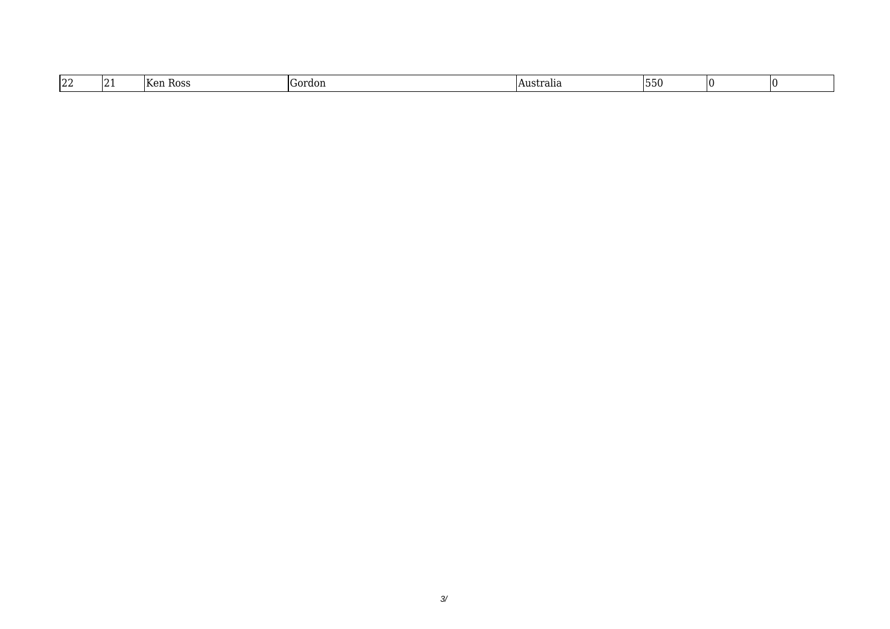| | | | | | | | |
|---|---|---|---|---|---|---|---|
| 22 | 21 | Ken Ross | Gordon | Australia | 550 | 0 | 0 |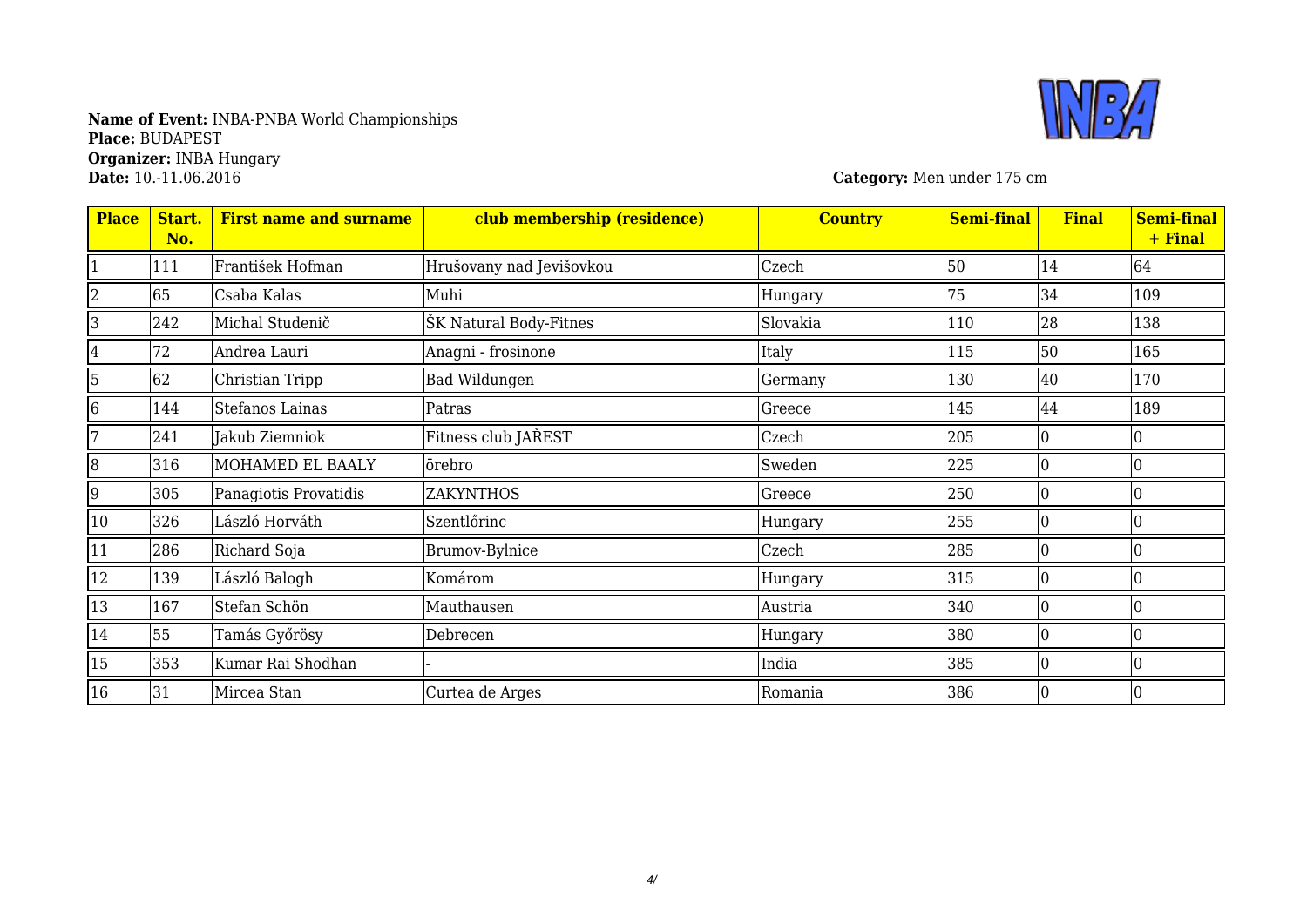**Name of Event:** INBA-PNBA World Championships
**Place:** BUDAPEST
**Organizer:** INBA Hungary
**Date:** 10.-11.06.2016

**Category:** Men under 175 cm

| Place | Start. No. | First name and surname | club membership (residence) | Country | Semi-final | Final | Semi-final + Final |
|---|---|---|---|---|---|---|---|
| 1 | 111 | František Hofman | Hrušovany nad Jevišovkou | Czech | 50 | 14 | 64 |
| 2 | 65 | Csaba Kalas | Muhi | Hungary | 75 | 34 | 109 |
| 3 | 242 | Michal Studenič | ŠK Natural Body-Fitnes | Slovakia | 110 | 28 | 138 |
| 4 | 72 | Andrea Lauri | Anagni - frosinone | Italy | 115 | 50 | 165 |
| 5 | 62 | Christian Tripp | Bad Wildungen | Germany | 130 | 40 | 170 |
| 6 | 144 | Stefanos Lainas | Patras | Greece | 145 | 44 | 189 |
| 7 | 241 | Jakub Ziemniok | Fitness club JAŘEST | Czech | 205 | 0 | 0 |
| 8 | 316 | MOHAMED EL BAALY | õrebro | Sweden | 225 | 0 | 0 |
| 9 | 305 | Panagiotis Provatidis | ZAKYNTHOS | Greece | 250 | 0 | 0 |
| 10 | 326 | László Horváth | Szentlőrinc | Hungary | 255 | 0 | 0 |
| 11 | 286 | Richard Soja | Brumov-Bylnice | Czech | 285 | 0 | 0 |
| 12 | 139 | László Balogh | Komárom | Hungary | 315 | 0 | 0 |
| 13 | 167 | Stefan Schön | Mauthausen | Austria | 340 | 0 | 0 |
| 14 | 55 | Tamás Győrösy | Debrecen | Hungary | 380 | 0 | 0 |
| 15 | 353 | Kumar Rai Shodhan | - | India | 385 | 0 | 0 |
| 16 | 31 | Mircea Stan | Curtea de Arges | Romania | 386 | 0 | 0 |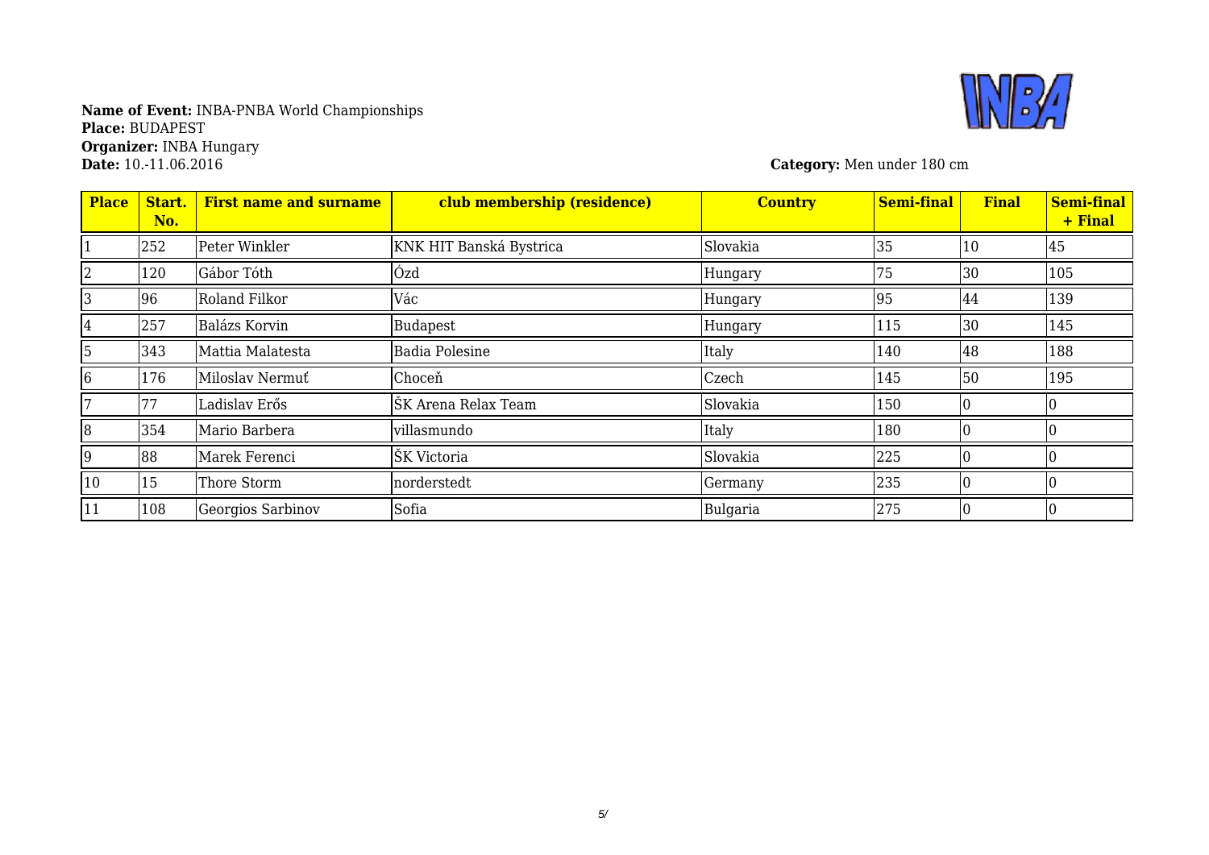**Name of Event:** INBA-PNBA World Championships
**Place:** BUDAPEST
**Organizer:** INBA Hungary
**Date:** 10.-11.06.2016

**Category:** Men under 180 cm

| Place | Start. No. | First name and surname | club membership (residence) | Country | Semi-final | Final | Semi-final + Final |
|---|---|---|---|---|---|---|---|
| 1 | 252 | Peter Winkler | KNK HIT Banská Bystrica | Slovakia | 35 | 10 | 45 |
| 2 | 120 | Gábor Tóth | Ózd | Hungary | 75 | 30 | 105 |
| 3 | 96 | Roland Filkor | Vác | Hungary | 95 | 44 | 139 |
| 4 | 257 | Balázs Korvin | Budapest | Hungary | 115 | 30 | 145 |
| 5 | 343 | Mattia Malatesta | Badia Polesine | Italy | 140 | 48 | 188 |
| 6 | 176 | Miloslav Nermuť | Choceň | Czech | 145 | 50 | 195 |
| 7 | 77 | Ladislav Erős | ŠK Arena Relax Team | Slovakia | 150 | 0 | 0 |
| 8 | 354 | Mario Barbera | villasmundo | Italy | 180 | 0 | 0 |
| 9 | 88 | Marek Ferenci | ŠK Victoria | Slovakia | 225 | 0 | 0 |
| 10 | 15 | Thore Storm | norderstedt | Germany | 235 | 0 | 0 |
| 11 | 108 | Georgios Sarbinov | Sofia | Bulgaria | 275 | 0 | 0 |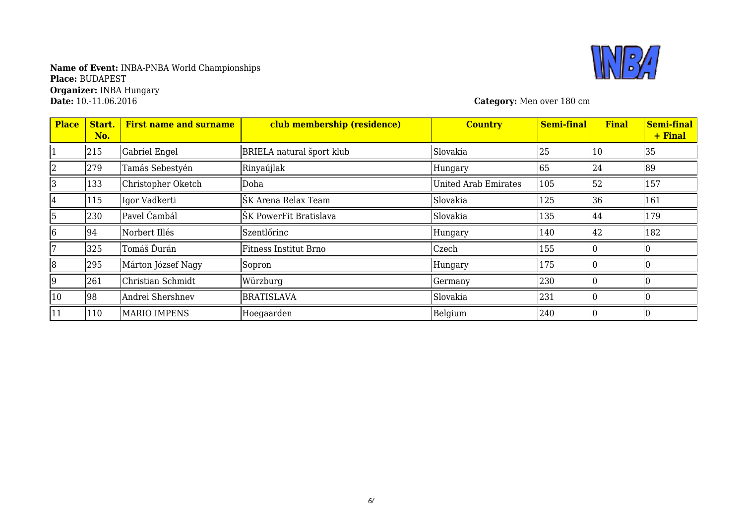**Name of Event:** INBA-PNBA World Championships
**Place:** BUDAPEST
**Organizer:** INBA Hungary
**Date:** 10.-11.06.2016

**Category:** Men over 180 cm

| Place | Start. No. | First name and surname | club membership (residence) | Country | Semi-final | Final | Semi-final + Final |
|---|---|---|---|---|---|---|---|
| 1 | 215 | Gabriel Engel | BRIELA natural šport klub | Slovakia | 25 | 10 | 35 |
| 2 | 279 | Tamás Sebestyén | Rinyaújlak | Hungary | 65 | 24 | 89 |
| 3 | 133 | Christopher Oketch | Doha | United Arab Emirates | 105 | 52 | 157 |
| 4 | 115 | Igor Vadkerti | ŠK Arena Relax Team | Slovakia | 125 | 36 | 161 |
| 5 | 230 | Pavel Čambál | ŠK PowerFit Bratislava | Slovakia | 135 | 44 | 179 |
| 6 | 94 | Norbert Illés | Szentlőrinc | Hungary | 140 | 42 | 182 |
| 7 | 325 | Tomáš Ďurán | Fitness Institut Brno | Czech | 155 | 0 | 0 |
| 8 | 295 | Márton József Nagy | Sopron | Hungary | 175 | 0 | 0 |
| 9 | 261 | Christian Schmidt | Würzburg | Germany | 230 | 0 | 0 |
| 10 | 98 | Andrei Shershnev | BRATISLAVA | Slovakia | 231 | 0 | 0 |
| 11 | 110 | MARIO IMPENS | Hoegaarden | Belgium | 240 | 0 | 0 |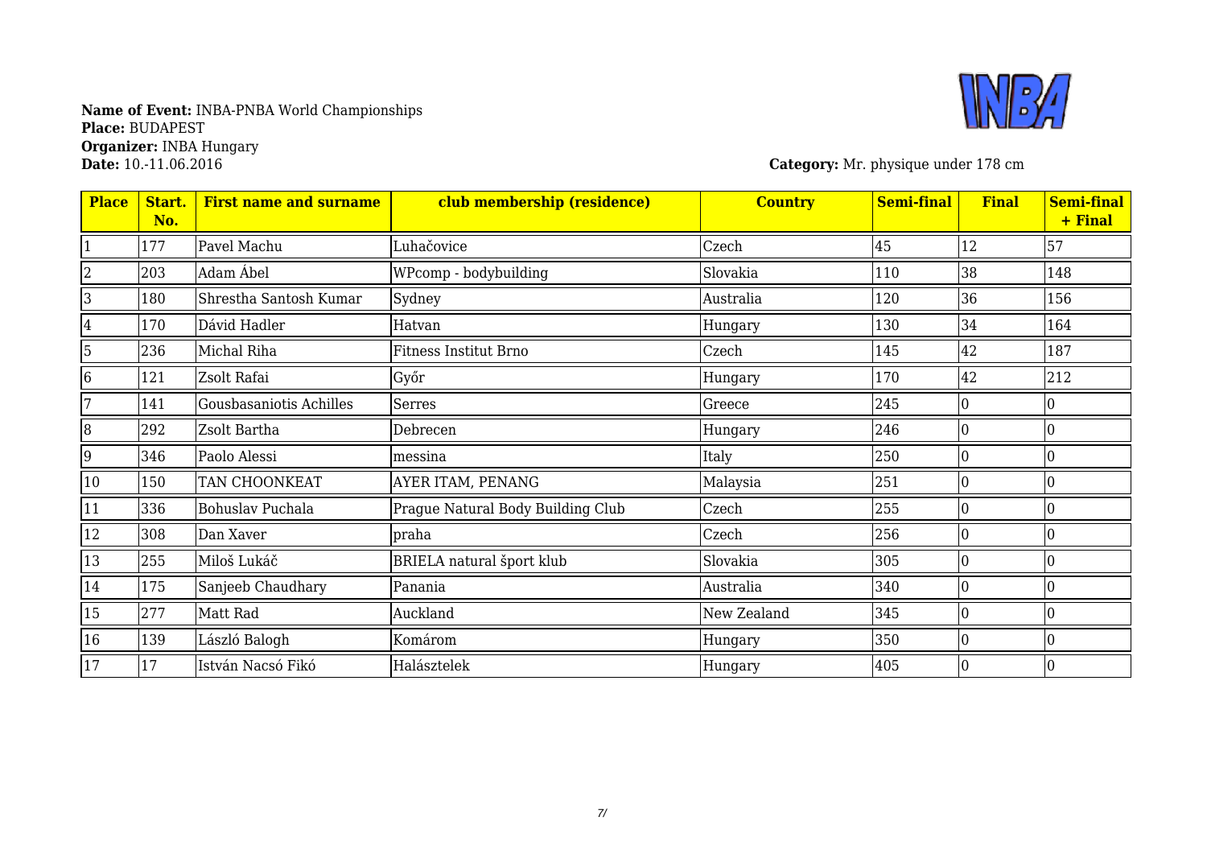**Name of Event:** INBA-PNBA World Championships
**Place:** BUDAPEST
**Organizer:** INBA Hungary
**Date:** 10.-11.06.2016

**Category:** Mr. physique under 178 cm

| Place | Start. No. | First name and surname | club membership (residence) | Country | Semi-final | Final | Semi-final + Final |
|---|---|---|---|---|---|---|---|
| 1 | 177 | Pavel Machu | Luhačovice | Czech | 45 | 12 | 57 |
| 2 | 203 | Adam Ábel | WPcomp - bodybuilding | Slovakia | 110 | 38 | 148 |
| 3 | 180 | Shrestha Santosh Kumar | Sydney | Australia | 120 | 36 | 156 |
| 4 | 170 | Dávid Hadler | Hatvan | Hungary | 130 | 34 | 164 |
| 5 | 236 | Michal Riha | Fitness Institut Brno | Czech | 145 | 42 | 187 |
| 6 | 121 | Zsolt Rafai | Győr | Hungary | 170 | 42 | 212 |
| 7 | 141 | Gousbasaniotis Achilles | Serres | Greece | 245 | 0 | 0 |
| 8 | 292 | Zsolt Bartha | Debrecen | Hungary | 246 | 0 | 0 |
| 9 | 346 | Paolo Alessi | messina | Italy | 250 | 0 | 0 |
| 10 | 150 | TAN CHOONKEAT | AYER ITAM, PENANG | Malaysia | 251 | 0 | 0 |
| 11 | 336 | Bohuslav Puchala | Prague Natural Body Building Club | Czech | 255 | 0 | 0 |
| 12 | 308 | Dan Xaver | praha | Czech | 256 | 0 | 0 |
| 13 | 255 | Miloš Lukáč | BRIELA natural šport klub | Slovakia | 305 | 0 | 0 |
| 14 | 175 | Sanjeeb Chaudhary | Panania | Australia | 340 | 0 | 0 |
| 15 | 277 | Matt Rad | Auckland | New Zealand | 345 | 0 | 0 |
| 16 | 139 | László Balogh | Komárom | Hungary | 350 | 0 | 0 |
| 17 | 17 | István Nacsó Fikó | Halásztelek | Hungary | 405 | 0 | 0 |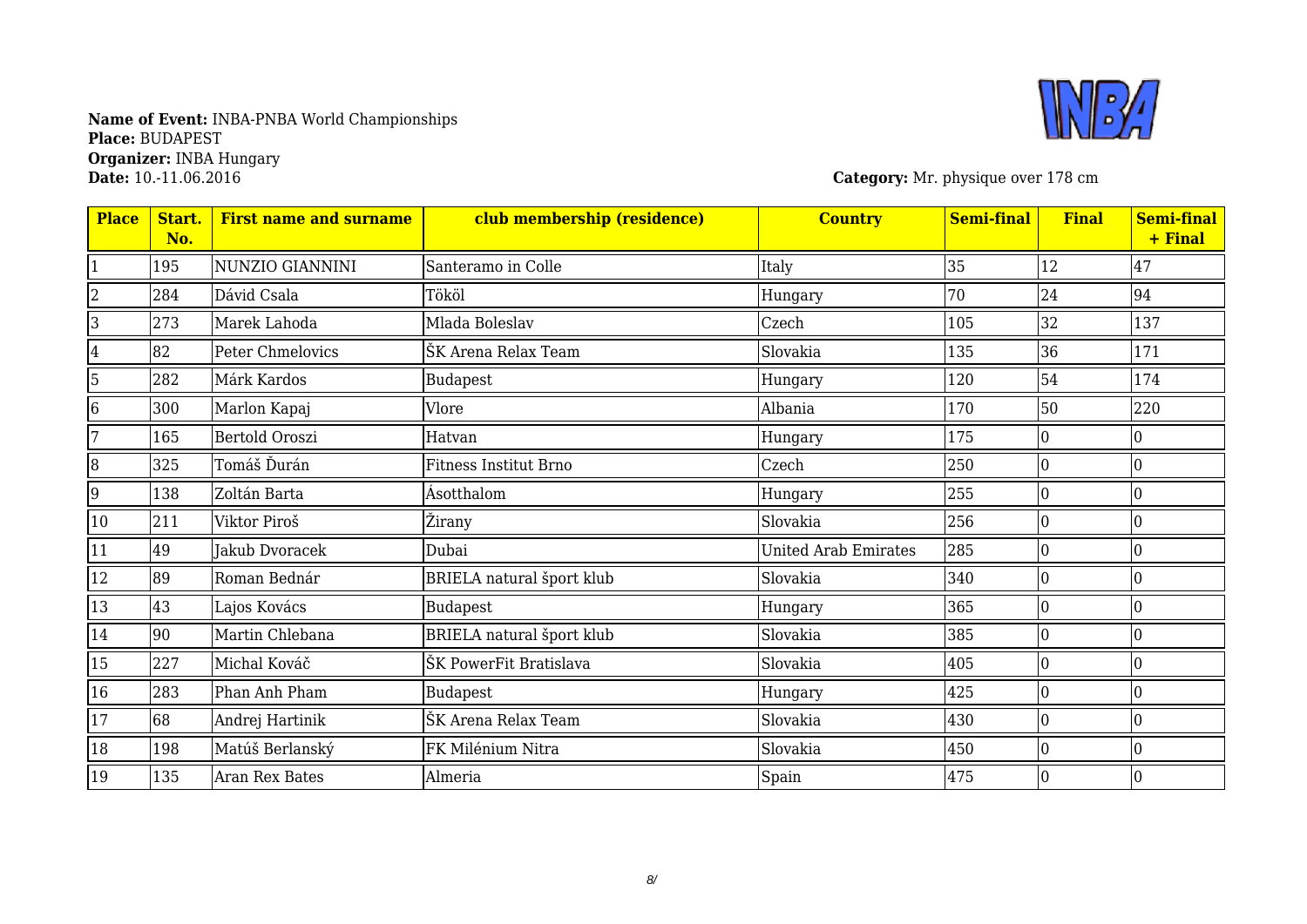**Name of Event:** INBA-PNBA World Championships
**Place:** BUDAPEST
**Organizer:** INBA Hungary
**Date:** 10.-11.06.2016

**Category:** Mr. physique over 178 cm

| Place | Start. No. | First name and surname | club membership (residence) | Country | Semi-final | Final | Semi-final + Final |
|---|---|---|---|---|---|---|---|
| 1 | 195 | NUNZIO GIANNINI | Santeramo in Colle | Italy | 35 | 12 | 47 |
| 2 | 284 | Dávid Csala | Tököl | Hungary | 70 | 24 | 94 |
| 3 | 273 | Marek Lahoda | Mlada Boleslav | Czech | 105 | 32 | 137 |
| 4 | 82 | Peter Chmelovics | ŠK Arena Relax Team | Slovakia | 135 | 36 | 171 |
| 5 | 282 | Márk Kardos | Budapest | Hungary | 120 | 54 | 174 |
| 6 | 300 | Marlon Kapaj | Vlore | Albania | 170 | 50 | 220 |
| 7 | 165 | Bertold Oroszi | Hatvan | Hungary | 175 | 0 | 0 |
| 8 | 325 | Tomáš Ďurán | Fitness Institut Brno | Czech | 250 | 0 | 0 |
| 9 | 138 | Zoltán Barta | Ásotthalom | Hungary | 255 | 0 | 0 |
| 10 | 211 | Viktor Piroš | Žirany | Slovakia | 256 | 0 | 0 |
| 11 | 49 | Jakub Dvoracek | Dubai | United Arab Emirates | 285 | 0 | 0 |
| 12 | 89 | Roman Bednár | BRIELA natural šport klub | Slovakia | 340 | 0 | 0 |
| 13 | 43 | Lajos Kovács | Budapest | Hungary | 365 | 0 | 0 |
| 14 | 90 | Martin Chlebana | BRIELA natural šport klub | Slovakia | 385 | 0 | 0 |
| 15 | 227 | Michal Kováč | ŠK PowerFit Bratislava | Slovakia | 405 | 0 | 0 |
| 16 | 283 | Phan Anh Pham | Budapest | Hungary | 425 | 0 | 0 |
| 17 | 68 | Andrej Hartinik | ŠK Arena Relax Team | Slovakia | 430 | 0 | 0 |
| 18 | 198 | Matúš Berlanský | FK Milénium Nitra | Slovakia | 450 | 0 | 0 |
| 19 | 135 | Aran Rex Bates | Almeria | Spain | 475 | 0 | 0 |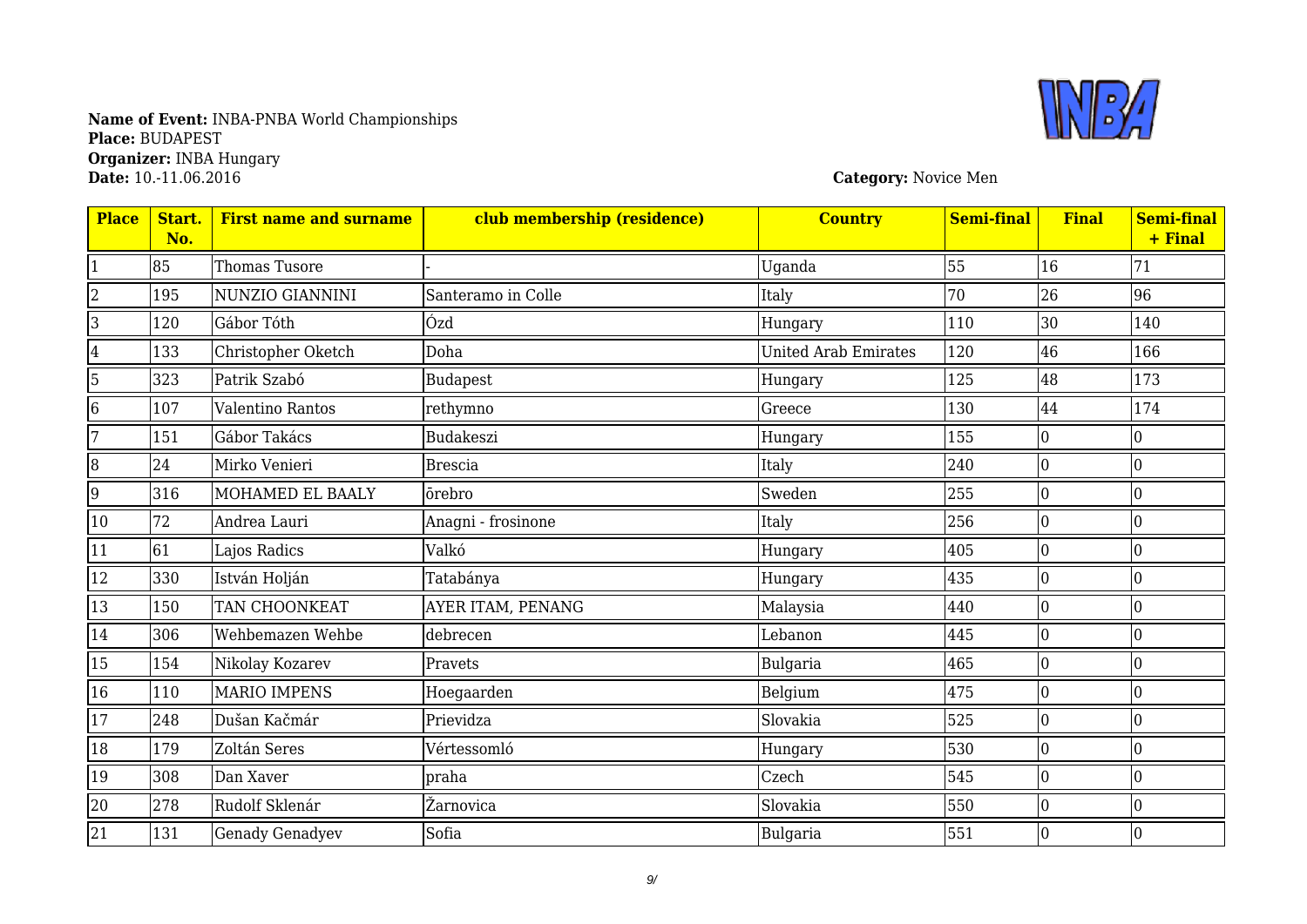**Name of Event:** INBA-PNBA World Championships
**Place:** BUDAPEST
**Organizer:** INBA Hungary
**Date:** 10.-11.06.2016

**Category:** Novice Men

| Place | Start. No. | First name and surname | club membership (residence) | Country | Semi-final | Final | Semi-final + Final |
|---|---|---|---|---|---|---|---|
| 1 | 85 | Thomas Tusore | - | Uganda | 55 | 16 | 71 |
| 2 | 195 | NUNZIO GIANNINI | Santeramo in Colle | Italy | 70 | 26 | 96 |
| 3 | 120 | Gábor Tóth | Ózd | Hungary | 110 | 30 | 140 |
| 4 | 133 | Christopher Oketch | Doha | United Arab Emirates | 120 | 46 | 166 |
| 5 | 323 | Patrik Szabó | Budapest | Hungary | 125 | 48 | 173 |
| 6 | 107 | Valentino Rantos | rethymno | Greece | 130 | 44 | 174 |
| 7 | 151 | Gábor Takács | Budakeszi | Hungary | 155 | 0 | 0 |
| 8 | 24 | Mirko Venieri | Brescia | Italy | 240 | 0 | 0 |
| 9 | 316 | MOHAMED EL BAALY | ōrebro | Sweden | 255 | 0 | 0 |
| 10 | 72 | Andrea Lauri | Anagni - frosinone | Italy | 256 | 0 | 0 |
| 11 | 61 | Lajos Radics | Valkó | Hungary | 405 | 0 | 0 |
| 12 | 330 | István Holján | Tatabánya | Hungary | 435 | 0 | 0 |
| 13 | 150 | TAN CHOONKEAT | AYER ITAM, PENANG | Malaysia | 440 | 0 | 0 |
| 14 | 306 | Wehbemazen Wehbe | debrecen | Lebanon | 445 | 0 | 0 |
| 15 | 154 | Nikolay Kozarev | Pravets | Bulgaria | 465 | 0 | 0 |
| 16 | 110 | MARIO IMPENS | Hoegaarden | Belgium | 475 | 0 | 0 |
| 17 | 248 | Dušan Kačmár | Prievidza | Slovakia | 525 | 0 | 0 |
| 18 | 179 | Zoltán Seres | Vértessomló | Hungary | 530 | 0 | 0 |
| 19 | 308 | Dan Xaver | praha | Czech | 545 | 0 | 0 |
| 20 | 278 | Rudolf Sklenár | Žarnovica | Slovakia | 550 | 0 | 0 |
| 21 | 131 | Genady Genadyev | Sofia | Bulgaria | 551 | 0 | 0 |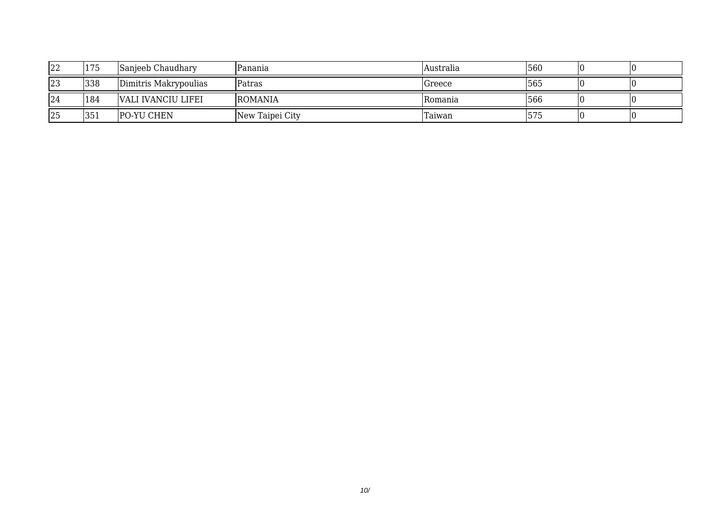| 22 | 175 | Sanjeeb Chaudhary | Panania | Australia | 560 | 0 | 0 |
|---|---|---|---|---|---|---|---|
| 23 | 338 | Dimitris Makrypoulias | Patras | Greece | 565 | 0 | 0 |
| 24 | 184 | VALI IVANCIU LIFEI | ROMANIA | Romania | 566 | 0 | 0 |
| 25 | 351 | PO-YU CHEN | New Taipei City | Taiwan | 575 | 0 | 0 |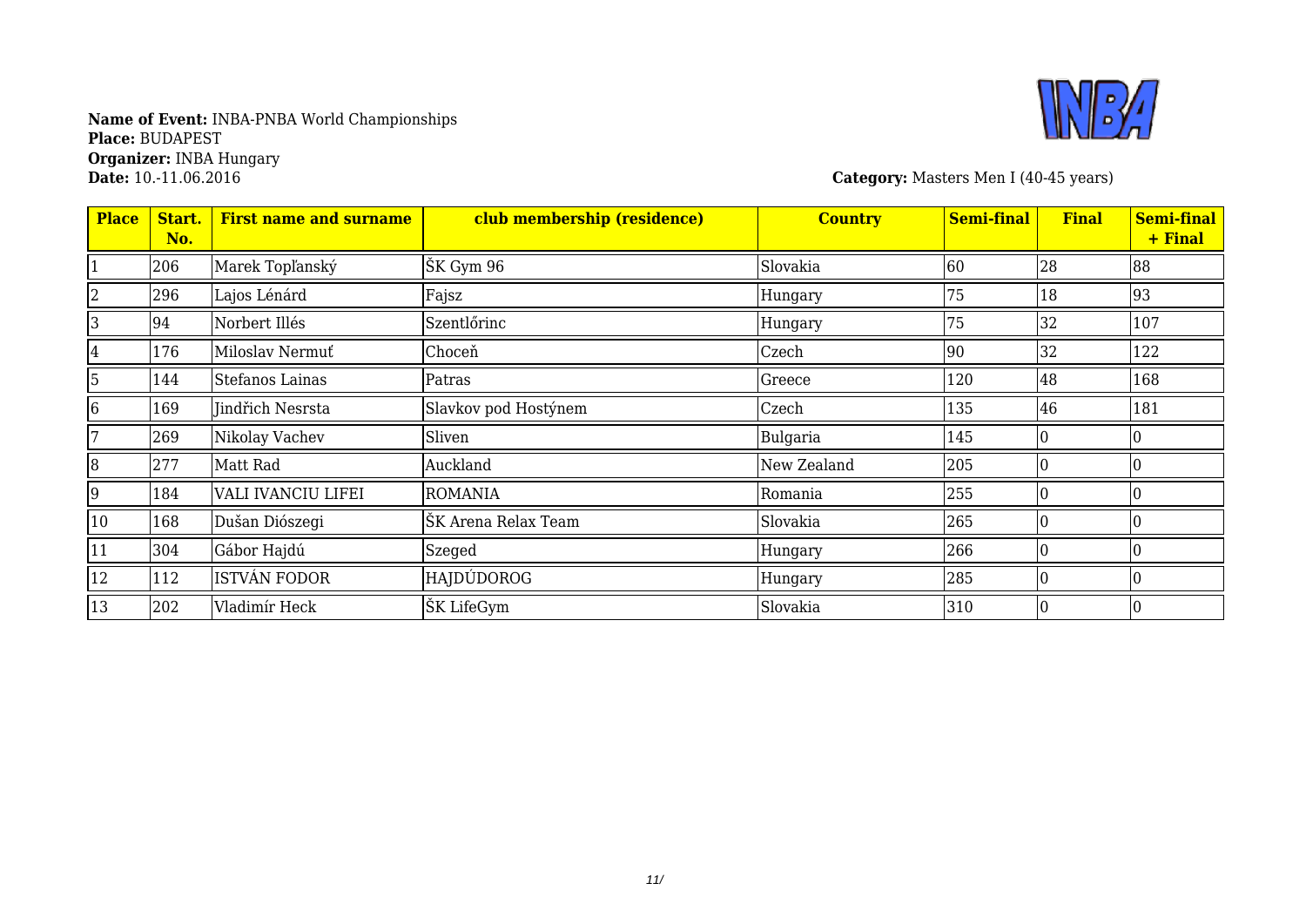**Name of Event:** INBA-PNBA World Championships
**Place:** BUDAPEST
**Organizer:** INBA Hungary
**Date:** 10.-11.06.2016

**Category:** Masters Men I (40-45 years)

| Place | Start. No. | First name and surname | club membership (residence) | Country | Semi-final | Final | Semi-final + Final |
|---|---|---|---|---|---|---|---|
| 1 | 206 | Marek Topľanský | ŠK Gym 96 | Slovakia | 60 | 28 | 88 |
| 2 | 296 | Lajos Lénárd | Fajsz | Hungary | 75 | 18 | 93 |
| 3 | 94 | Norbert Illés | Szentlőrinc | Hungary | 75 | 32 | 107 |
| 4 | 176 | Miloslav Nermuť | Choceň | Czech | 90 | 32 | 122 |
| 5 | 144 | Stefanos Lainas | Patras | Greece | 120 | 48 | 168 |
| 6 | 169 | Jindřich Nesrsta | Slavkov pod Hostýnem | Czech | 135 | 46 | 181 |
| 7 | 269 | Nikolay Vachev | Sliven | Bulgaria | 145 | 0 | 0 |
| 8 | 277 | Matt Rad | Auckland | New Zealand | 205 | 0 | 0 |
| 9 | 184 | VALI IVANCIU LIFEI | ROMANIA | Romania | 255 | 0 | 0 |
| 10 | 168 | Dušan Diószegi | ŠK Arena Relax Team | Slovakia | 265 | 0 | 0 |
| 11 | 304 | Gábor Hajdú | Szeged | Hungary | 266 | 0 | 0 |
| 12 | 112 | ISTVÁN FODOR | HAJDÚDOROG | Hungary | 285 | 0 | 0 |
| 13 | 202 | Vladimír Heck | ŠK LifeGym | Slovakia | 310 | 0 | 0 |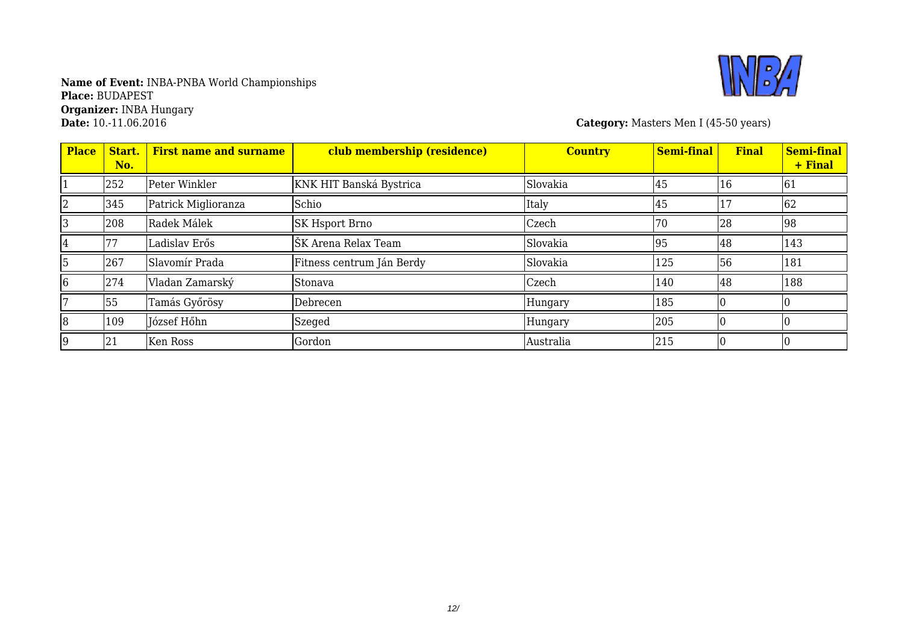**Name of Event:** INBA-PNBA World Championships
**Place:** BUDAPEST
**Organizer:** INBA Hungary
**Date:** 10.-11.06.2016

**Category:** Masters Men I (45-50 years)

| Place | Start. No. | First name and surname | club membership (residence) | Country | Semi-final | Final | Semi-final + Final |
|---|---|---|---|---|---|---|---|
| 1 | 252 | Peter Winkler | KNK HIT Banská Bystrica | Slovakia | 45 | 16 | 61 |
| 2 | 345 | Patrick Miglioranza | Schio | Italy | 45 | 17 | 62 |
| 3 | 208 | Radek Málek | SK Hsport Brno | Czech | 70 | 28 | 98 |
| 4 | 77 | Ladislav Erős | ŠK Arena Relax Team | Slovakia | 95 | 48 | 143 |
| 5 | 267 | Slavomír Prada | Fitness centrum Ján Berdy | Slovakia | 125 | 56 | 181 |
| 6 | 274 | Vladan Zamarský | Stonava | Czech | 140 | 48 | 188 |
| 7 | 55 | Tamás Győrösy | Debrecen | Hungary | 185 | 0 | 0 |
| 8 | 109 | József Hőhn | Szeged | Hungary | 205 | 0 | 0 |
| 9 | 21 | Ken Ross | Gordon | Australia | 215 | 0 | 0 |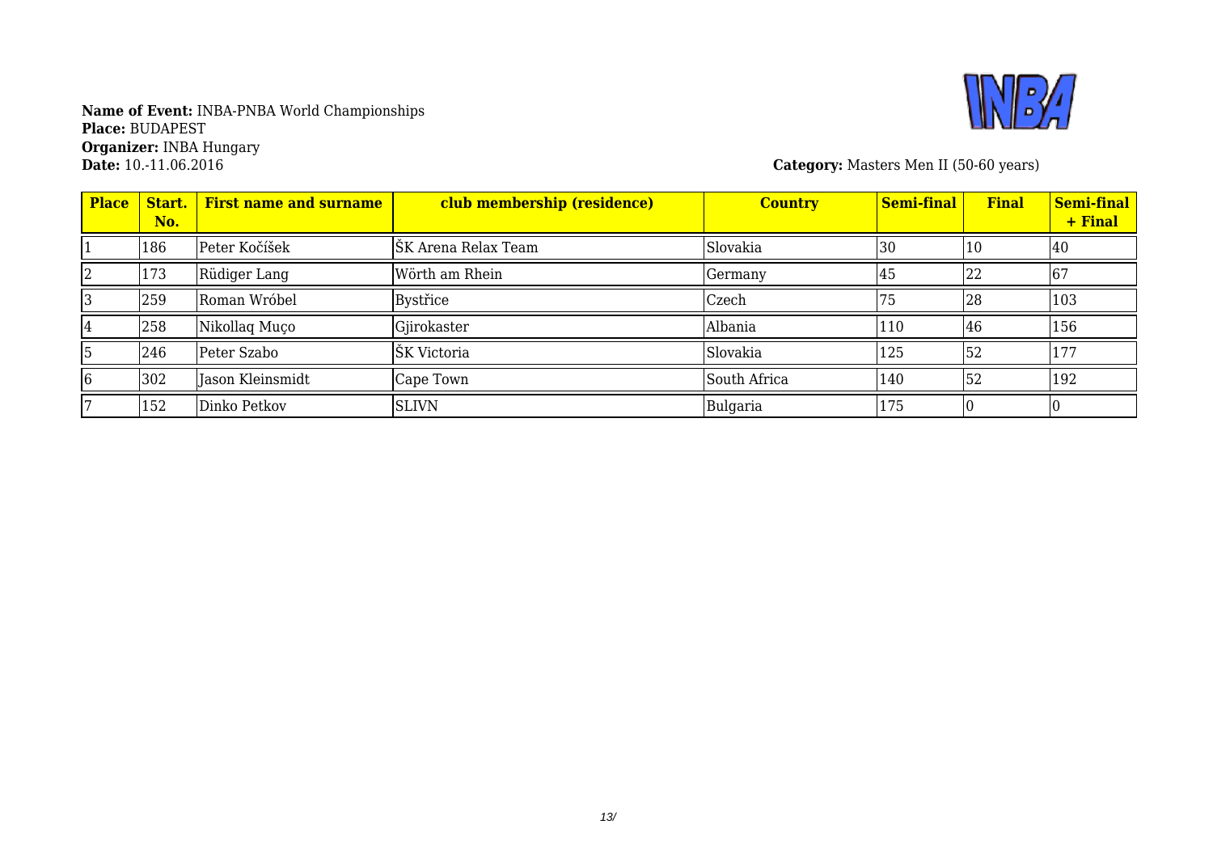**Name of Event:** INBA-PNBA World Championships
**Place:** BUDAPEST
**Organizer:** INBA Hungary
**Date:** 10.-11.06.2016

**Category:** Masters Men II (50-60 years)

| Place | Start. No. | First name and surname | club membership (residence) | Country | Semi-final | Final | Semi-final + Final |
|---|---|---|---|---|---|---|---|
| 1 | 186 | Peter Kočíšek | ŠK Arena Relax Team | Slovakia | 30 | 10 | 40 |
| 2 | 173 | Rüdiger Lang | Wörth am Rhein | Germany | 45 | 22 | 67 |
| 3 | 259 | Roman Wróbel | Bystřice | Czech | 75 | 28 | 103 |
| 4 | 258 | Nikollaq Muço | Gjirokaster | Albania | 110 | 46 | 156 |
| 5 | 246 | Peter Szabo | ŠK Victoria | Slovakia | 125 | 52 | 177 |
| 6 | 302 | Jason Kleinsmidt | Cape Town | South Africa | 140 | 52 | 192 |
| 7 | 152 | Dinko Petkov | SLIVN | Bulgaria | 175 | 0 | 0 |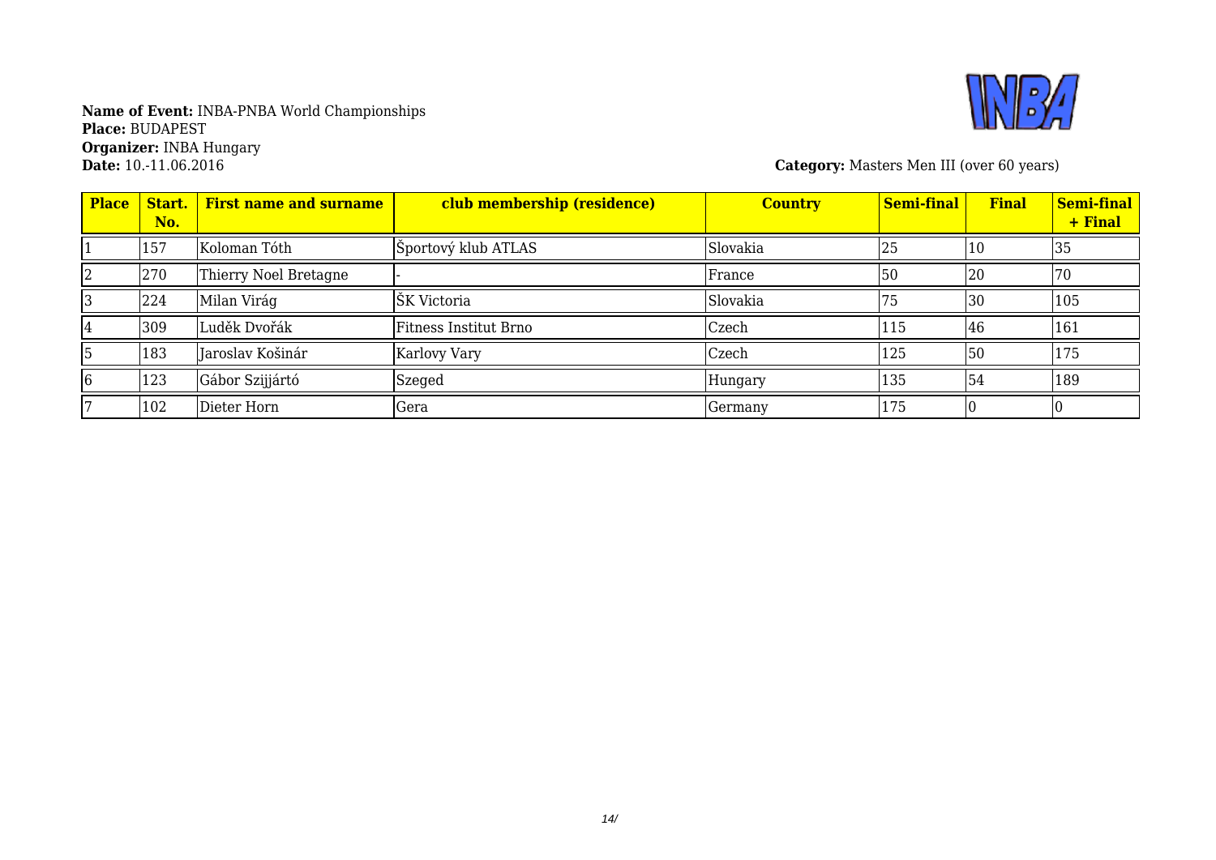**Name of Event:** INBA-PNBA World Championships
**Place:** BUDAPEST
**Organizer:** INBA Hungary
**Date:** 10.-11.06.2016

**Category:** Masters Men III (over 60 years)

| Place | Start. No. | First name and surname | club membership (residence) | Country | Semi-final | Final | Semi-final + Final |
|---|---|---|---|---|---|---|---|
| 1 | 157 | Koloman Tóth | Športový klub ATLAS | Slovakia | 25 | 10 | 35 |
| 2 | 270 | Thierry Noel Bretagne | - | France | 50 | 20 | 70 |
| 3 | 224 | Milan Virág | ŠK Victoria | Slovakia | 75 | 30 | 105 |
| 4 | 309 | Luděk Dvořák | Fitness Institut Brno | Czech | 115 | 46 | 161 |
| 5 | 183 | Jaroslav Košinár | Karlovy Vary | Czech | 125 | 50 | 175 |
| 6 | 123 | Gábor Szijjártó | Szeged | Hungary | 135 | 54 | 189 |
| 7 | 102 | Dieter Horn | Gera | Germany | 175 | 0 | 0 |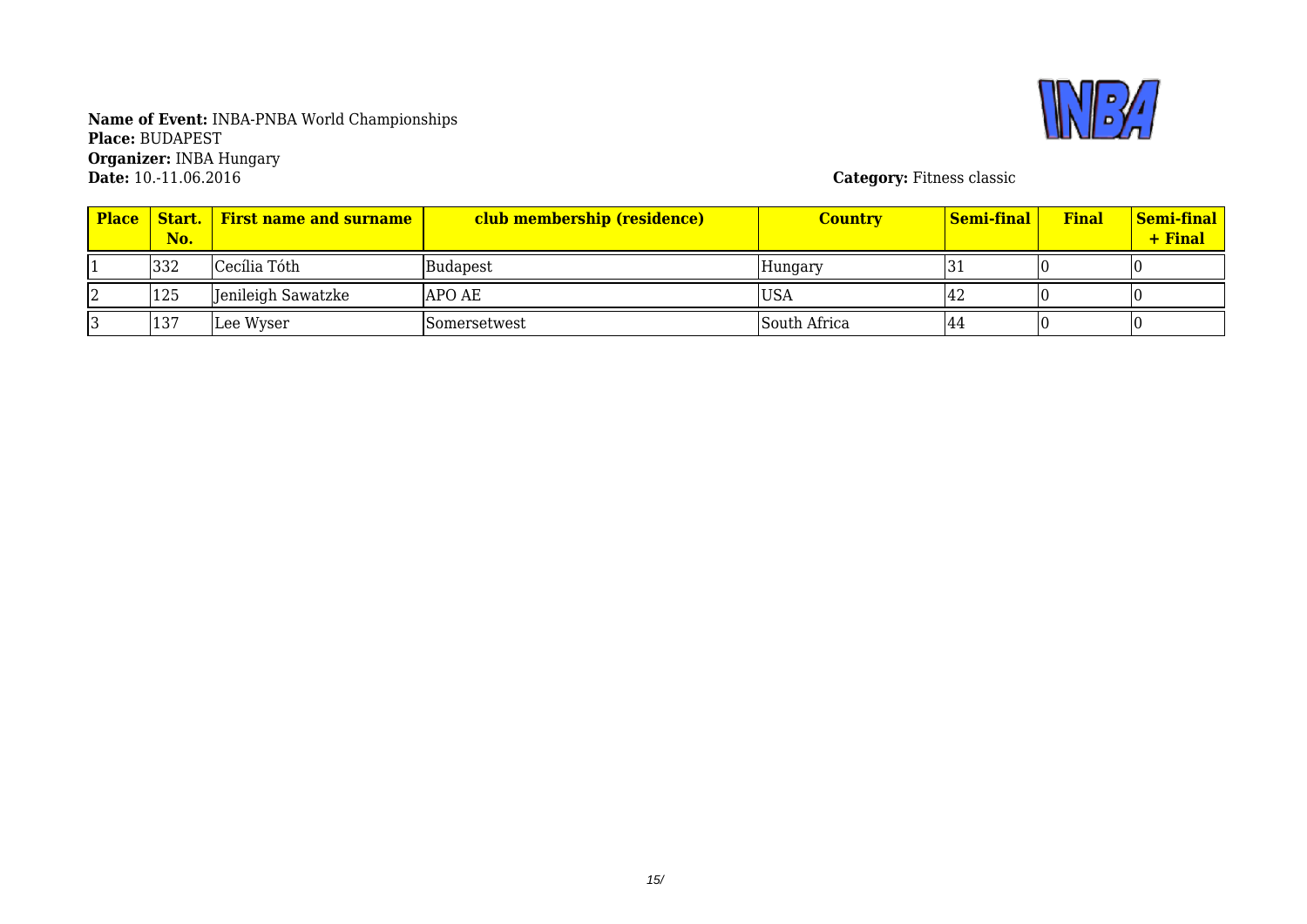**Name of Event:** INBA-PNBA World Championships
**Place:** BUDAPEST
**Organizer:** INBA Hungary
**Date:** 10.-11.06.2016

**Category:** Fitness classic

| Place | Start. No. | First name and surname | club membership (residence) | Country | Semi-final | Final | Semi-final + Final |
|---|---|---|---|---|---|---|---|
| 1 | 332 | Cecília Tóth | Budapest | Hungary | 31 | 0 | 0 |
| 2 | 125 | Jenileigh Sawatzke | APO AE | USA | 42 | 0 | 0 |
| 3 | 137 | Lee Wyser | Somersetwest | South Africa | 44 | 0 | 0 |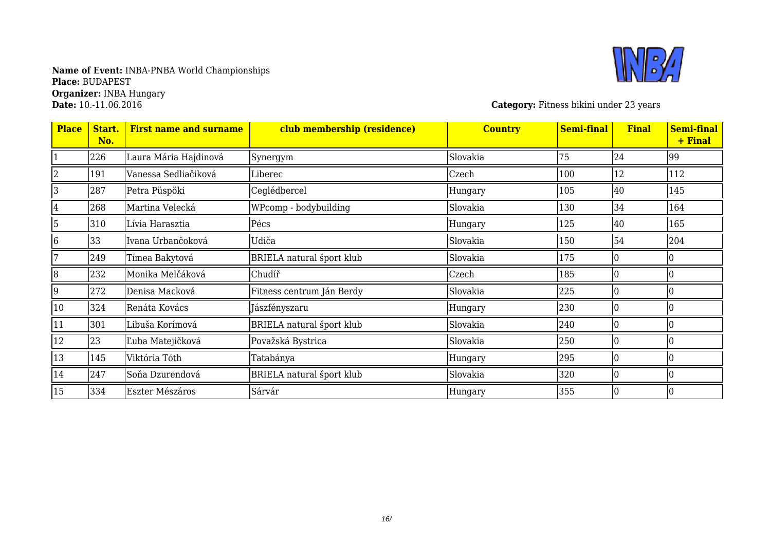**Name of Event:** INBA-PNBA World Championships
**Place:** BUDAPEST
**Organizer:** INBA Hungary
**Date:** 10.-11.06.2016

**Category:** Fitness bikini under 23 years

| Place | Start. No. | First name and surname | club membership (residence) | Country | Semi-final | Final | Semi-final + Final |
|---|---|---|---|---|---|---|---|
| 1 | 226 | Laura Mária Hajdinová | Synergym | Slovakia | 75 | 24 | 99 |
| 2 | 191 | Vanessa Sedliačiková | Liberec | Czech | 100 | 12 | 112 |
| 3 | 287 | Petra Püspöki | Ceglédbercel | Hungary | 105 | 40 | 145 |
| 4 | 268 | Martina Velecká | WPcomp - bodybuilding | Slovakia | 130 | 34 | 164 |
| 5 | 310 | Lívia Harasztia | Pécs | Hungary | 125 | 40 | 165 |
| 6 | 33 | Ivana Urbančoková | Udiča | Slovakia | 150 | 54 | 204 |
| 7 | 249 | Tímea Bakytová | BRIELA natural šport klub | Slovakia | 175 | 0 | 0 |
| 8 | 232 | Monika Melčáková | Chudíř | Czech | 185 | 0 | 0 |
| 9 | 272 | Denisa Macková | Fitness centrum Ján Berdy | Slovakia | 225 | 0 | 0 |
| 10 | 324 | Renáta Kovács | Jászfényszaru | Hungary | 230 | 0 | 0 |
| 11 | 301 | Libuša Korímová | BRIELA natural šport klub | Slovakia | 240 | 0 | 0 |
| 12 | 23 | Ľuba Matejičková | Považská Bystrica | Slovakia | 250 | 0 | 0 |
| 13 | 145 | Viktória Tóth | Tatabánya | Hungary | 295 | 0 | 0 |
| 14 | 247 | Soňa Dzurendová | BRIELA natural šport klub | Slovakia | 320 | 0 | 0 |
| 15 | 334 | Eszter Mészáros | Sárvár | Hungary | 355 | 0 | 0 |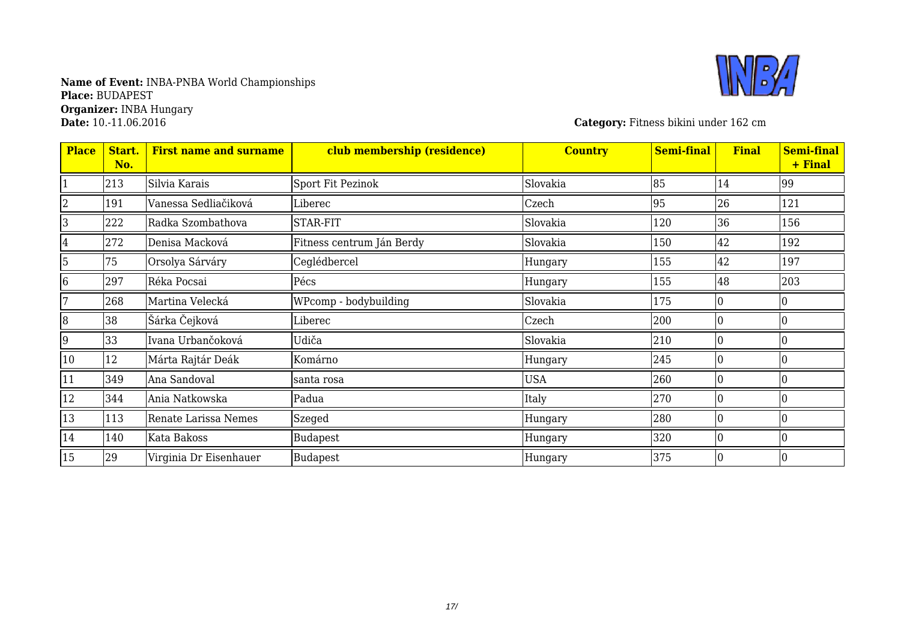**Name of Event:** INBA-PNBA World Championships
**Place:** BUDAPEST
**Organizer:** INBA Hungary
**Date:** 10.-11.06.2016

**Category:** Fitness bikini under 162 cm

| Place | Start. No. | First name and surname | club membership (residence) | Country | Semi-final | Final | Semi-final + Final |
|---|---|---|---|---|---|---|---|
| 1 | 213 | Silvia Karais | Sport Fit Pezinok | Slovakia | 85 | 14 | 99 |
| 2 | 191 | Vanessa Sedliačiková | Liberec | Czech | 95 | 26 | 121 |
| 3 | 222 | Radka Szombathova | STAR-FIT | Slovakia | 120 | 36 | 156 |
| 4 | 272 | Denisa Macková | Fitness centrum Ján Berdy | Slovakia | 150 | 42 | 192 |
| 5 | 75 | Orsolya Sárváry | Ceglédbercel | Hungary | 155 | 42 | 197 |
| 6 | 297 | Réka Pocsai | Pécs | Hungary | 155 | 48 | 203 |
| 7 | 268 | Martina Velecká | WPcomp - bodybuilding | Slovakia | 175 | 0 | 0 |
| 8 | 38 | Šárka Čejková | Liberec | Czech | 200 | 0 | 0 |
| 9 | 33 | Ivana Urbančoková | Udiča | Slovakia | 210 | 0 | 0 |
| 10 | 12 | Márta Rajtár Deák | Komárno | Hungary | 245 | 0 | 0 |
| 11 | 349 | Ana Sandoval | santa rosa | USA | 260 | 0 | 0 |
| 12 | 344 | Ania Natkowska | Padua | Italy | 270 | 0 | 0 |
| 13 | 113 | Renate Larissa Nemes | Szeged | Hungary | 280 | 0 | 0 |
| 14 | 140 | Kata Bakoss | Budapest | Hungary | 320 | 0 | 0 |
| 15 | 29 | Virginia Dr Eisenhauer | Budapest | Hungary | 375 | 0 | 0 |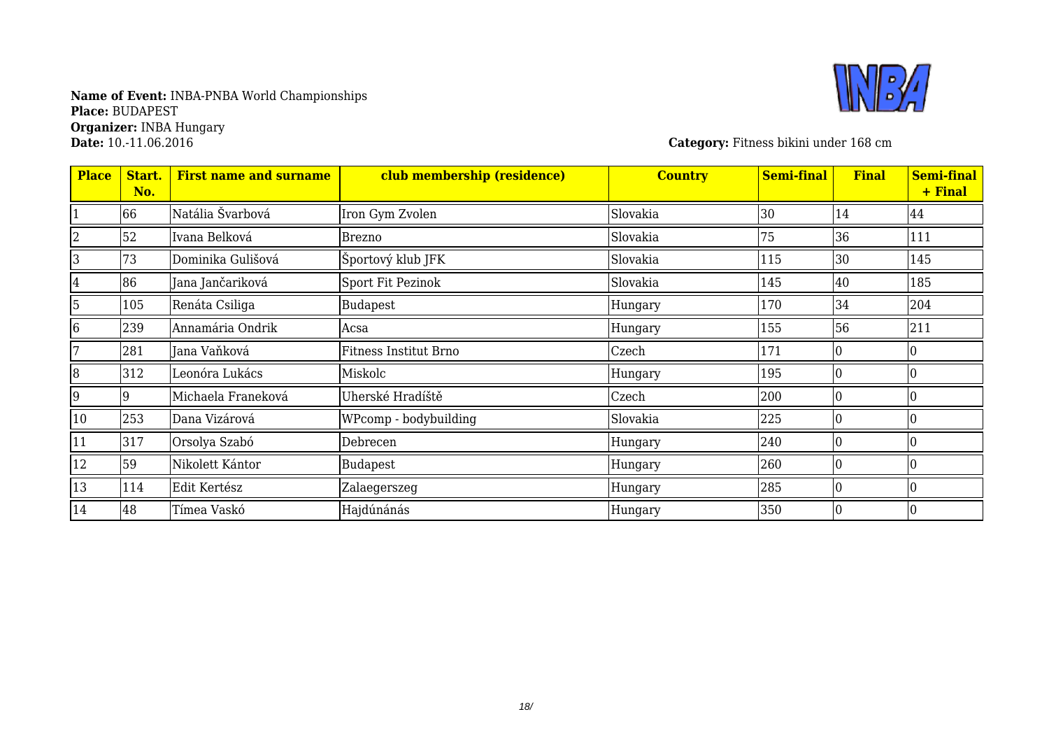**Name of Event:** INBA-PNBA World Championships
**Place:** BUDAPEST
**Organizer:** INBA Hungary
**Date:** 10.-11.06.2016

**Category:** Fitness bikini under 168 cm

| Place | Start. No. | First name and surname | club membership (residence) | Country | Semi-final | Final | Semi-final + Final |
|---|---|---|---|---|---|---|---|
| 1 | 66 | Natália Švarbová | Iron Gym Zvolen | Slovakia | 30 | 14 | 44 |
| 2 | 52 | Ivana Belková | Brezno | Slovakia | 75 | 36 | 111 |
| 3 | 73 | Dominika Gulišová | Športový klub JFK | Slovakia | 115 | 30 | 145 |
| 4 | 86 | Jana Jančariková | Sport Fit Pezinok | Slovakia | 145 | 40 | 185 |
| 5 | 105 | Renáta Csiliga | Budapest | Hungary | 170 | 34 | 204 |
| 6 | 239 | Annamária Ondrik | Acsa | Hungary | 155 | 56 | 211 |
| 7 | 281 | Jana Vaňková | Fitness Institut Brno | Czech | 171 | 0 | 0 |
| 8 | 312 | Leonóra Lukács | Miskolc | Hungary | 195 | 0 | 0 |
| 9 | 9 | Michaela Franeková | Uherské Hradíště | Czech | 200 | 0 | 0 |
| 10 | 253 | Dana Vizárová | WPcomp - bodybuilding | Slovakia | 225 | 0 | 0 |
| 11 | 317 | Orsolya Szabó | Debrecen | Hungary | 240 | 0 | 0 |
| 12 | 59 | Nikolett Kántor | Budapest | Hungary | 260 | 0 | 0 |
| 13 | 114 | Edit Kertész | Zalaegerszeg | Hungary | 285 | 0 | 0 |
| 14 | 48 | Tímea Vaskó | Hajdúnánás | Hungary | 350 | 0 | 0 |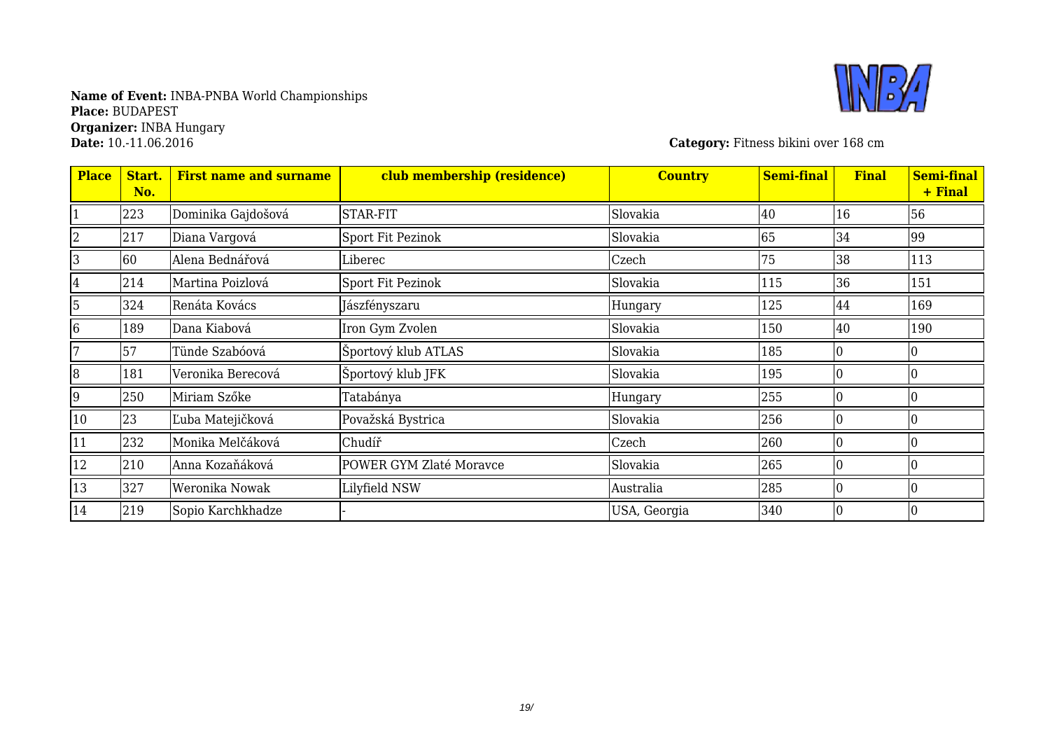**Name of Event:** INBA-PNBA World Championships
**Place:** BUDAPEST
**Organizer:** INBA Hungary
**Date:** 10.-11.06.2016

**Category:** Fitness bikini over 168 cm

| Place | Start. No. | First name and surname | club membership (residence) | Country | Semi-final | Final | Semi-final + Final |
|---|---|---|---|---|---|---|---|
| 1 | 223 | Dominika Gajdošová | STAR-FIT | Slovakia | 40 | 16 | 56 |
| 2 | 217 | Diana Vargová | Sport Fit Pezinok | Slovakia | 65 | 34 | 99 |
| 3 | 60 | Alena Bednářová | Liberec | Czech | 75 | 38 | 113 |
| 4 | 214 | Martina Poizlová | Sport Fit Pezinok | Slovakia | 115 | 36 | 151 |
| 5 | 324 | Renáta Kovács | Jászfényszaru | Hungary | 125 | 44 | 169 |
| 6 | 189 | Dana Kiabová | Iron Gym Zvolen | Slovakia | 150 | 40 | 190 |
| 7 | 57 | Tünde Szabóová | Športový klub ATLAS | Slovakia | 185 | 0 | 0 |
| 8 | 181 | Veronika Berecová | Športový klub JFK | Slovakia | 195 | 0 | 0 |
| 9 | 250 | Miriam Szőke | Tatabánya | Hungary | 255 | 0 | 0 |
| 10 | 23 | Ľuba Matejičková | Považská Bystrica | Slovakia | 256 | 0 | 0 |
| 11 | 232 | Monika Melčáková | Chudíř | Czech | 260 | 0 | 0 |
| 12 | 210 | Anna Kozaňáková | POWER GYM Zlaté Moravce | Slovakia | 265 | 0 | 0 |
| 13 | 327 | Weronika Nowak | Lilyfield NSW | Australia | 285 | 0 | 0 |
| 14 | 219 | Sopio Karchkhadze | - | USA, Georgia | 340 | 0 | 0 |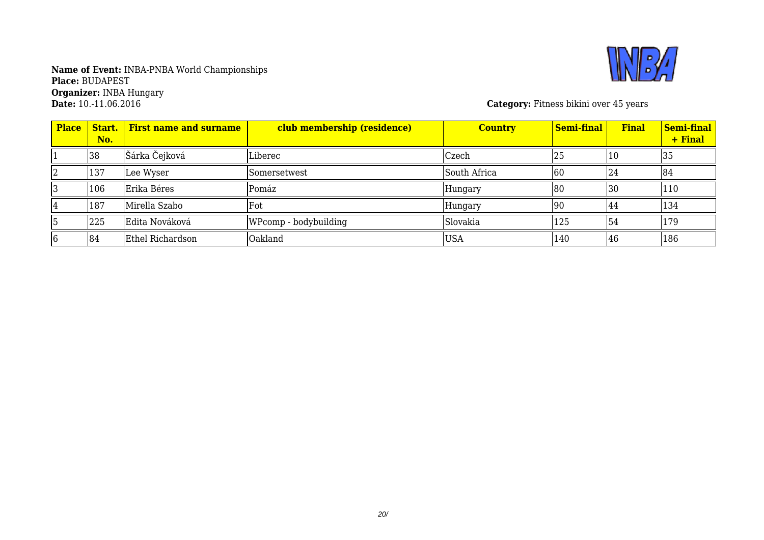**Name of Event:** INBA-PNBA World Championships
**Place:** BUDAPEST
**Organizer:** INBA Hungary
**Date:** 10.-11.06.2016

**Category:** Fitness bikini over 45 years

| Place | Start. No. | First name and surname | club membership (residence) | Country | Semi-final | Final | Semi-final + Final |
|---|---|---|---|---|---|---|---|
| 1 | 38 | Šárka Čejková | Liberec | Czech | 25 | 10 | 35 |
| 2 | 137 | Lee Wyser | Somersetwest | South Africa | 60 | 24 | 84 |
| 3 | 106 | Erika Béres | Pomáz | Hungary | 80 | 30 | 110 |
| 4 | 187 | Mirella Szabo | Fot | Hungary | 90 | 44 | 134 |
| 5 | 225 | Edita Nováková | WPcomp - bodybuilding | Slovakia | 125 | 54 | 179 |
| 6 | 84 | Ethel Richardson | Oakland | USA | 140 | 46 | 186 |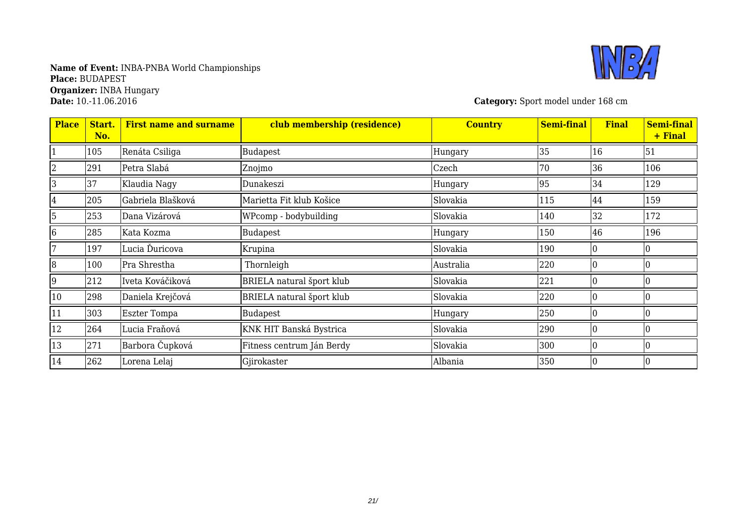**Name of Event:** INBA-PNBA World Championships
**Place:** BUDAPEST
**Organizer:** INBA Hungary
**Date:** 10.-11.06.2016

**Category:** Sport model under 168 cm

| Place | Start. No. | First name and surname | club membership (residence) | Country | Semi-final | Final | Semi-final + Final |
|---|---|---|---|---|---|---|---|
| 1 | 105 | Renáta Csiliga | Budapest | Hungary | 35 | 16 | 51 |
| 2 | 291 | Petra Slabá | Znojmo | Czech | 70 | 36 | 106 |
| 3 | 37 | Klaudia Nagy | Dunakeszi | Hungary | 95 | 34 | 129 |
| 4 | 205 | Gabriela Blašková | Marietta Fit klub Košice | Slovakia | 115 | 44 | 159 |
| 5 | 253 | Dana Vizárová | WPcomp - bodybuilding | Slovakia | 140 | 32 | 172 |
| 6 | 285 | Kata Kozma | Budapest | Hungary | 150 | 46 | 196 |
| 7 | 197 | Lucia Ďuricova | Krupina | Slovakia | 190 | 0 | 0 |
| 8 | 100 | Pra Shrestha | Thornleigh | Australia | 220 | 0 | 0 |
| 9 | 212 | Iveta Kováčiková | BRIELA natural šport klub | Slovakia | 221 | 0 | 0 |
| 10 | 298 | Daniela Krejčová | BRIELA natural šport klub | Slovakia | 220 | 0 | 0 |
| 11 | 303 | Eszter Tompa | Budapest | Hungary | 250 | 0 | 0 |
| 12 | 264 | Lucia Fraňová | KNK HIT Banská Bystrica | Slovakia | 290 | 0 | 0 |
| 13 | 271 | Barbora Čupková | Fitness centrum Ján Berdy | Slovakia | 300 | 0 | 0 |
| 14 | 262 | Lorena Lelaj | Gjirokaster | Albania | 350 | 0 | 0 |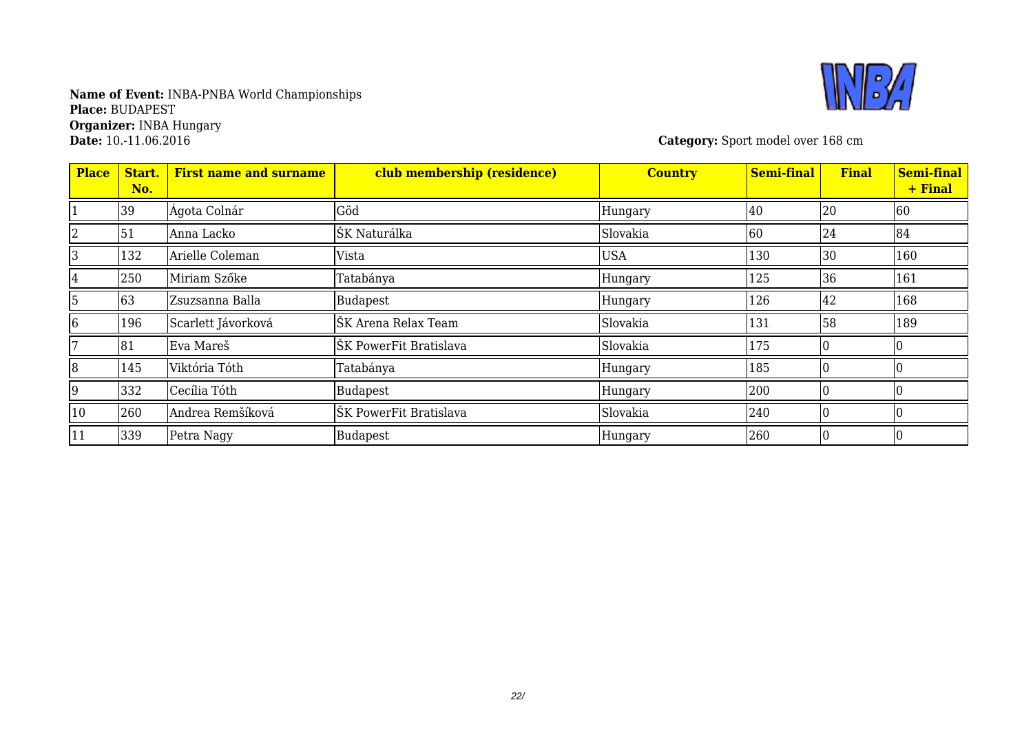**Name of Event:** INBA-PNBA World Championships
**Place:** BUDAPEST
**Organizer:** INBA Hungary
**Date:** 10.-11.06.2016

**Category:** Sport model over 168 cm

| Place | Start. No. | First name and surname | club membership (residence) | Country | Semi-final | Final | Semi-final + Final |
|---|---|---|---|---|---|---|---|
| 1 | 39 | Ágota Colnár | Göd | Hungary | 40 | 20 | 60 |
| 2 | 51 | Anna Lacko | ŠK Naturálka | Slovakia | 60 | 24 | 84 |
| 3 | 132 | Arielle Coleman | Vista | USA | 130 | 30 | 160 |
| 4 | 250 | Miriam Szőke | Tatabánya | Hungary | 125 | 36 | 161 |
| 5 | 63 | Zsuzsanna Balla | Budapest | Hungary | 126 | 42 | 168 |
| 6 | 196 | Scarlett Jávorková | ŠK Arena Relax Team | Slovakia | 131 | 58 | 189 |
| 7 | 81 | Eva Mareš | ŠK PowerFit Bratislava | Slovakia | 175 | 0 | 0 |
| 8 | 145 | Viktória Tóth | Tatabánya | Hungary | 185 | 0 | 0 |
| 9 | 332 | Cecília Tóth | Budapest | Hungary | 200 | 0 | 0 |
| 10 | 260 | Andrea Remšíková | ŠK PowerFit Bratislava | Slovakia | 240 | 0 | 0 |
| 11 | 339 | Petra Nagy | Budapest | Hungary | 260 | 0 | 0 |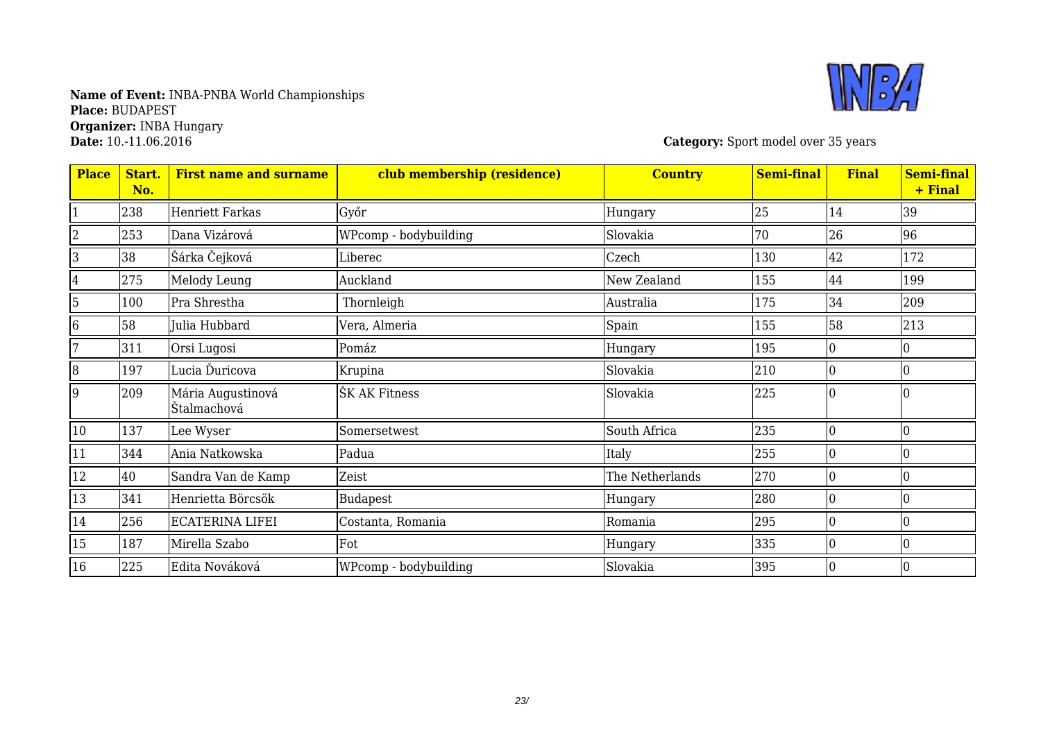**Name of Event:** INBA-PNBA World Championships
**Place:** BUDAPEST
**Organizer:** INBA Hungary
**Date:** 10.-11.06.2016

**Category:** Sport model over 35 years

| Place | Start. No. | First name and surname | club membership (residence) | Country | Semi-final | Final | Semi-final + Final |
|---|---|---|---|---|---|---|---|
| 1 | 238 | Henriett Farkas | Győr | Hungary | 25 | 14 | 39 |
| 2 | 253 | Dana Vizárová | WPcomp - bodybuilding | Slovakia | 70 | 26 | 96 |
| 3 | 38 | Šárka Čejková | Liberec | Czech | 130 | 42 | 172 |
| 4 | 275 | Melody Leung | Auckland | New Zealand | 155 | 44 | 199 |
| 5 | 100 | Pra Shrestha | Thornleigh | Australia | 175 | 34 | 209 |
| 6 | 58 | Julia Hubbard | Vera, Almeria | Spain | 155 | 58 | 213 |
| 7 | 311 | Orsi Lugosi | Pomáz | Hungary | 195 | 0 | 0 |
| 8 | 197 | Lucia Ďuricova | Krupina | Slovakia | 210 | 0 | 0 |
| 9 | 209 | Mária Augustinová Štalmachová | ŠK AK Fitness | Slovakia | 225 | 0 | 0 |
| 10 | 137 | Lee Wyser | Somersetwest | South Africa | 235 | 0 | 0 |
| 11 | 344 | Ania Natkowska | Padua | Italy | 255 | 0 | 0 |
| 12 | 40 | Sandra Van de Kamp | Zeist | The Netherlands | 270 | 0 | 0 |
| 13 | 341 | Henrietta Börcsök | Budapest | Hungary | 280 | 0 | 0 |
| 14 | 256 | ECATERINA LIFEI | Costanta, Romania | Romania | 295 | 0 | 0 |
| 15 | 187 | Mirella Szabo | Fot | Hungary | 335 | 0 | 0 |
| 16 | 225 | Edita Nováková | WPcomp - bodybuilding | Slovakia | 395 | 0 | 0 |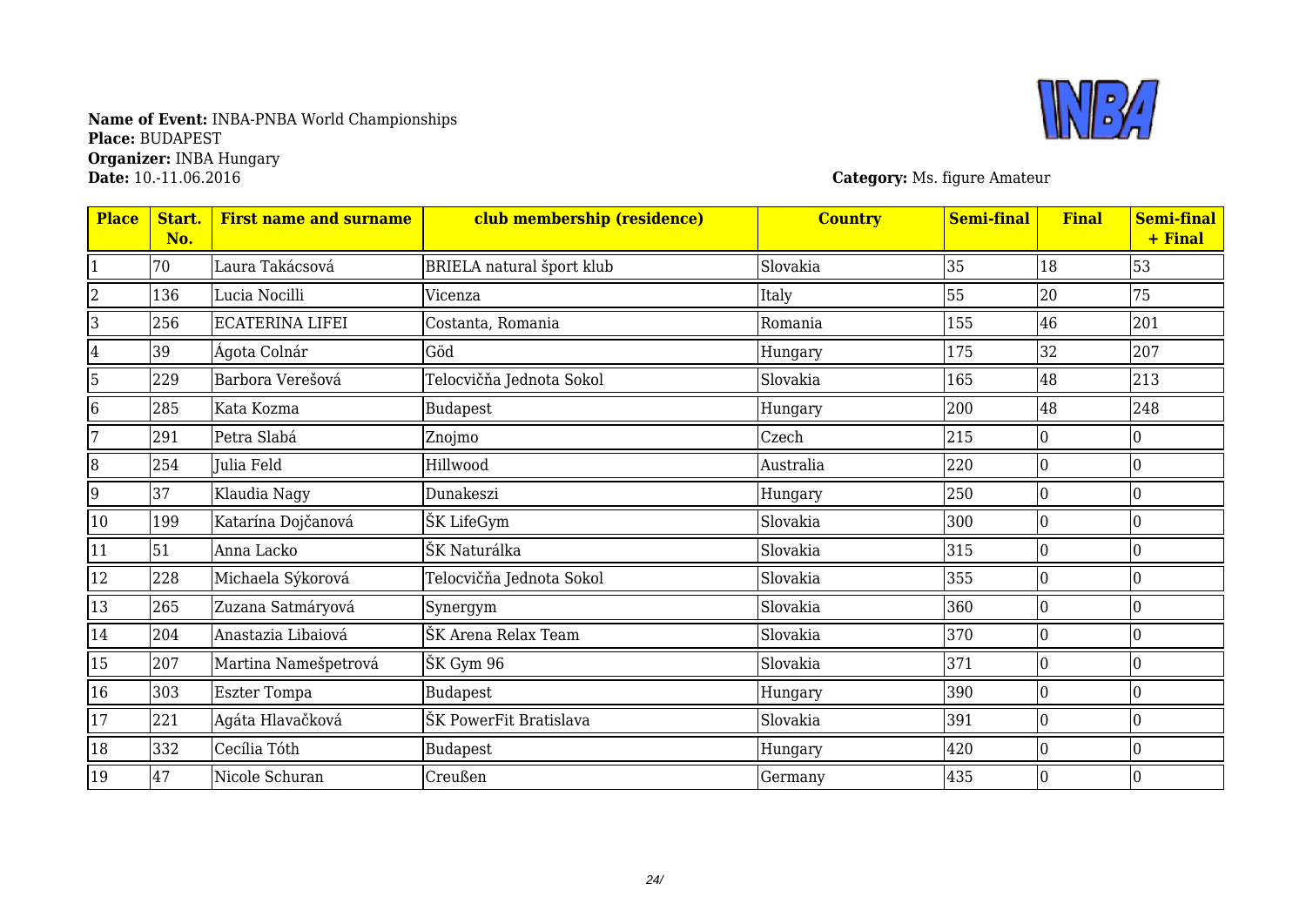**Name of Event:** INBA-PNBA World Championships
**Place:** BUDAPEST
**Organizer:** INBA Hungary
**Date:** 10.-11.06.2016

**Category:** Ms. figure Amateur

| Place | Start. No. | First name and surname | club membership (residence) | Country | Semi-final | Final | Semi-final + Final |
|---|---|---|---|---|---|---|---|
| 1 | 70 | Laura Takácsová | BRIELA natural šport klub | Slovakia | 35 | 18 | 53 |
| 2 | 136 | Lucia Nocilli | Vicenza | Italy | 55 | 20 | 75 |
| 3 | 256 | ECATERINA LIFEI | Costanta, Romania | Romania | 155 | 46 | 201 |
| 4 | 39 | Ágota Colnár | Göd | Hungary | 175 | 32 | 207 |
| 5 | 229 | Barbora Verešová | Telocvičňa Jednota Sokol | Slovakia | 165 | 48 | 213 |
| 6 | 285 | Kata Kozma | Budapest | Hungary | 200 | 48 | 248 |
| 7 | 291 | Petra Slabá | Znojmo | Czech | 215 | 0 | 0 |
| 8 | 254 | Julia Feld | Hillwood | Australia | 220 | 0 | 0 |
| 9 | 37 | Klaudia Nagy | Dunakeszi | Hungary | 250 | 0 | 0 |
| 10 | 199 | Katarína Dojčanová | ŠK LifeGym | Slovakia | 300 | 0 | 0 |
| 11 | 51 | Anna Lacko | ŠK Naturálka | Slovakia | 315 | 0 | 0 |
| 12 | 228 | Michaela Sýkorová | Telocvičňa Jednota Sokol | Slovakia | 355 | 0 | 0 |
| 13 | 265 | Zuzana Satmáryová | Synergym | Slovakia | 360 | 0 | 0 |
| 14 | 204 | Anastazia Libaiová | ŠK Arena Relax Team | Slovakia | 370 | 0 | 0 |
| 15 | 207 | Martina Namešpetrová | ŠK Gym 96 | Slovakia | 371 | 0 | 0 |
| 16 | 303 | Eszter Tompa | Budapest | Hungary | 390 | 0 | 0 |
| 17 | 221 | Agáta Hlavačková | ŠK PowerFit Bratislava | Slovakia | 391 | 0 | 0 |
| 18 | 332 | Cecília Tóth | Budapest | Hungary | 420 | 0 | 0 |
| 19 | 47 | Nicole Schuran | Creußen | Germany | 435 | 0 | 0 |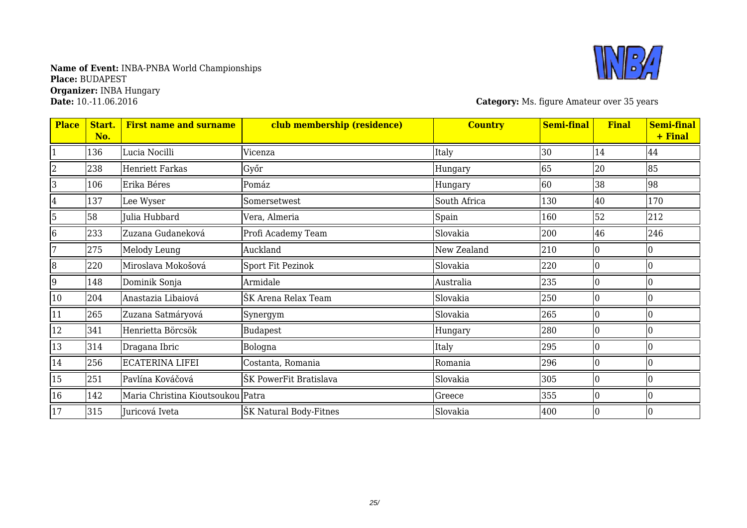**Name of Event:** INBA-PNBA World Championships
**Place:** BUDAPEST
**Organizer:** INBA Hungary
**Date:** 10.-11.06.2016

**Category:** Ms. figure Amateur over 35 years

| Place | Start. No. | First name and surname | club membership (residence) | Country | Semi-final | Final | Semi-final + Final |
|---|---|---|---|---|---|---|---|
| 1 | 136 | Lucia Nocilli | Vicenza | Italy | 30 | 14 | 44 |
| 2 | 238 | Henriett Farkas | Győr | Hungary | 65 | 20 | 85 |
| 3 | 106 | Erika Béres | Pomáz | Hungary | 60 | 38 | 98 |
| 4 | 137 | Lee Wyser | Somersetwest | South Africa | 130 | 40 | 170 |
| 5 | 58 | Julia Hubbard | Vera, Almeria | Spain | 160 | 52 | 212 |
| 6 | 233 | Zuzana Gudaneková | Profi Academy Team | Slovakia | 200 | 46 | 246 |
| 7 | 275 | Melody Leung | Auckland | New Zealand | 210 | 0 | 0 |
| 8 | 220 | Miroslava Mokošová | Sport Fit Pezinok | Slovakia | 220 | 0 | 0 |
| 9 | 148 | Dominik Sonja | Armidale | Australia | 235 | 0 | 0 |
| 10 | 204 | Anastazia Libaiová | ŠK Arena Relax Team | Slovakia | 250 | 0 | 0 |
| 11 | 265 | Zuzana Satmáryová | Synergym | Slovakia | 265 | 0 | 0 |
| 12 | 341 | Henrietta Börcsök | Budapest | Hungary | 280 | 0 | 0 |
| 13 | 314 | Dragana Ibric | Bologna | Italy | 295 | 0 | 0 |
| 14 | 256 | ECATERINA LIFEI | Costanta, Romania | Romania | 296 | 0 | 0 |
| 15 | 251 | Pavlína Kováčová | ŠK PowerFit Bratislava | Slovakia | 305 | 0 | 0 |
| 16 | 142 | Maria Christina Kioutsoukou | Patra | Greece | 355 | 0 | 0 |
| 17 | 315 | Juricová Iveta | ŠK Natural Body-Fitnes | Slovakia | 400 | 0 | 0 |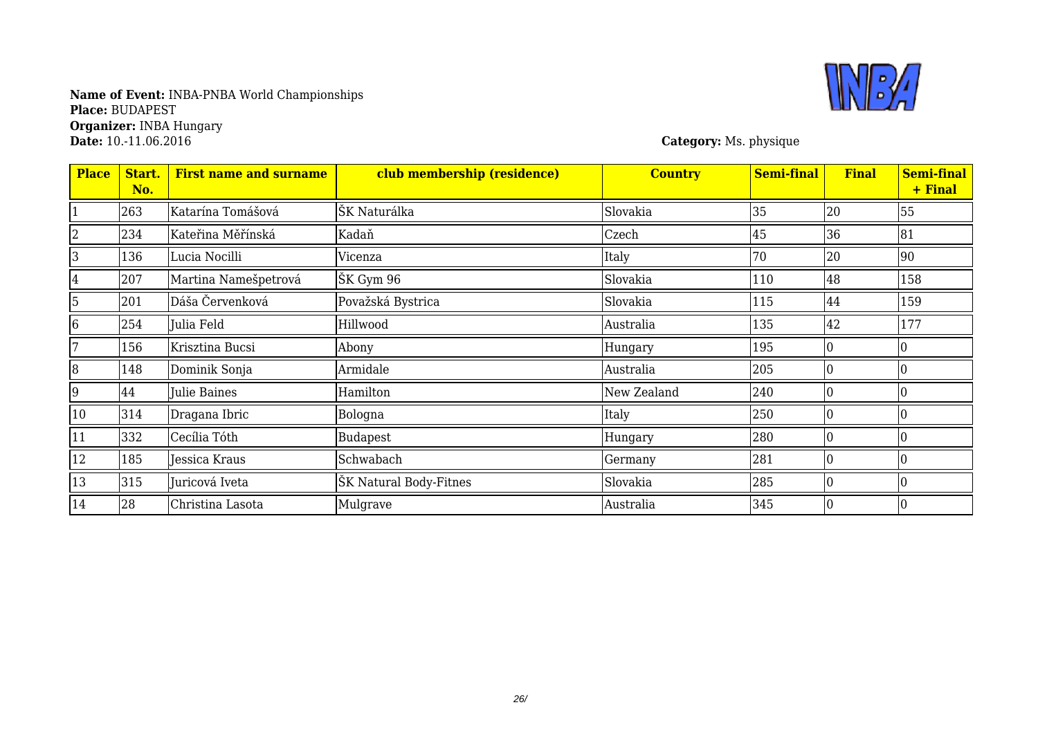**Name of Event:** INBA-PNBA World Championships
**Place:** BUDAPEST
**Organizer:** INBA Hungary
**Date:** 10.-11.06.2016

**Category:** Ms. physique

| Place | Start. No. | First name and surname | club membership (residence) | Country | Semi-final | Final | Semi-final + Final |
|---|---|---|---|---|---|---|---|
| 1 | 263 | Katarína Tomášová | ŠK Naturálka | Slovakia | 35 | 20 | 55 |
| 2 | 234 | Kateřina Měřínská | Kadaň | Czech | 45 | 36 | 81 |
| 3 | 136 | Lucia Nocilli | Vicenza | Italy | 70 | 20 | 90 |
| 4 | 207 | Martina Namešpetrová | ŠK Gym 96 | Slovakia | 110 | 48 | 158 |
| 5 | 201 | Dáša Červenková | Považská Bystrica | Slovakia | 115 | 44 | 159 |
| 6 | 254 | Julia Feld | Hillwood | Australia | 135 | 42 | 177 |
| 7 | 156 | Krisztina Bucsi | Abony | Hungary | 195 | 0 | 0 |
| 8 | 148 | Dominik Sonja | Armidale | Australia | 205 | 0 | 0 |
| 9 | 44 | Julie Baines | Hamilton | New Zealand | 240 | 0 | 0 |
| 10 | 314 | Dragana Ibric | Bologna | Italy | 250 | 0 | 0 |
| 11 | 332 | Cecília Tóth | Budapest | Hungary | 280 | 0 | 0 |
| 12 | 185 | Jessica Kraus | Schwabach | Germany | 281 | 0 | 0 |
| 13 | 315 | Juricová Iveta | ŠK Natural Body-Fitnes | Slovakia | 285 | 0 | 0 |
| 14 | 28 | Christina Lasota | Mulgrave | Australia | 345 | 0 | 0 |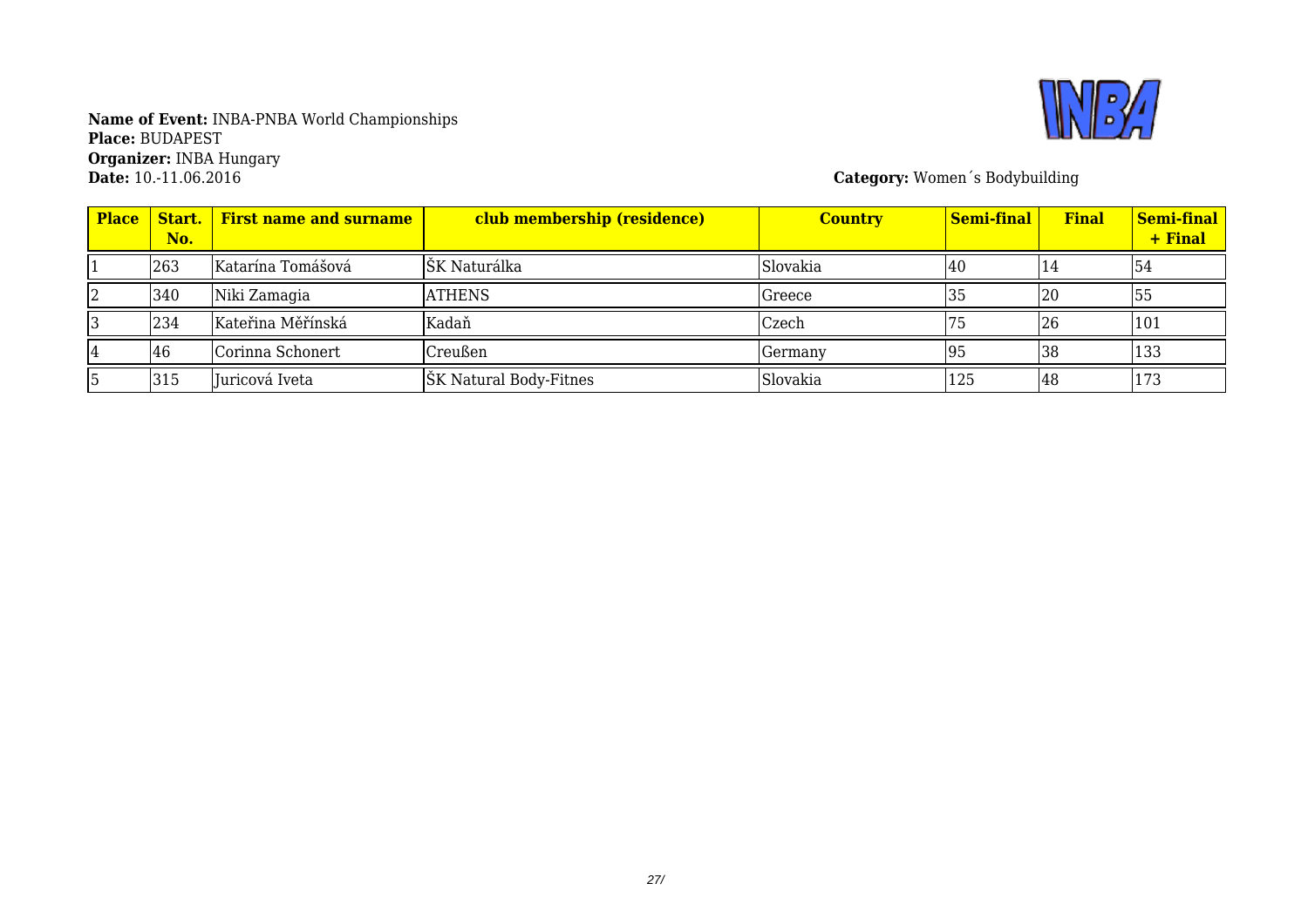**Name of Event:** INBA-PNBA World Championships
**Place:** BUDAPEST
**Organizer:** INBA Hungary
**Date:** 10.-11.06.2016

**Category:** Women´s Bodybuilding

| Place | Start. No. | First name and surname | club membership (residence) | Country | Semi-final | Final | Semi-final + Final |
|---|---|---|---|---|---|---|---|
| 1 | 263 | Katarína Tomášová | ŠK Naturálka | Slovakia | 40 | 14 | 54 |
| 2 | 340 | Niki Zamagia | ATHENS | Greece | 35 | 20 | 55 |
| 3 | 234 | Kateřina Měřínská | Kadaň | Czech | 75 | 26 | 101 |
| 4 | 46 | Corinna Schonert | Creußen | Germany | 95 | 38 | 133 |
| 5 | 315 | Juricová Iveta | ŠK Natural Body-Fitnes | Slovakia | 125 | 48 | 173 |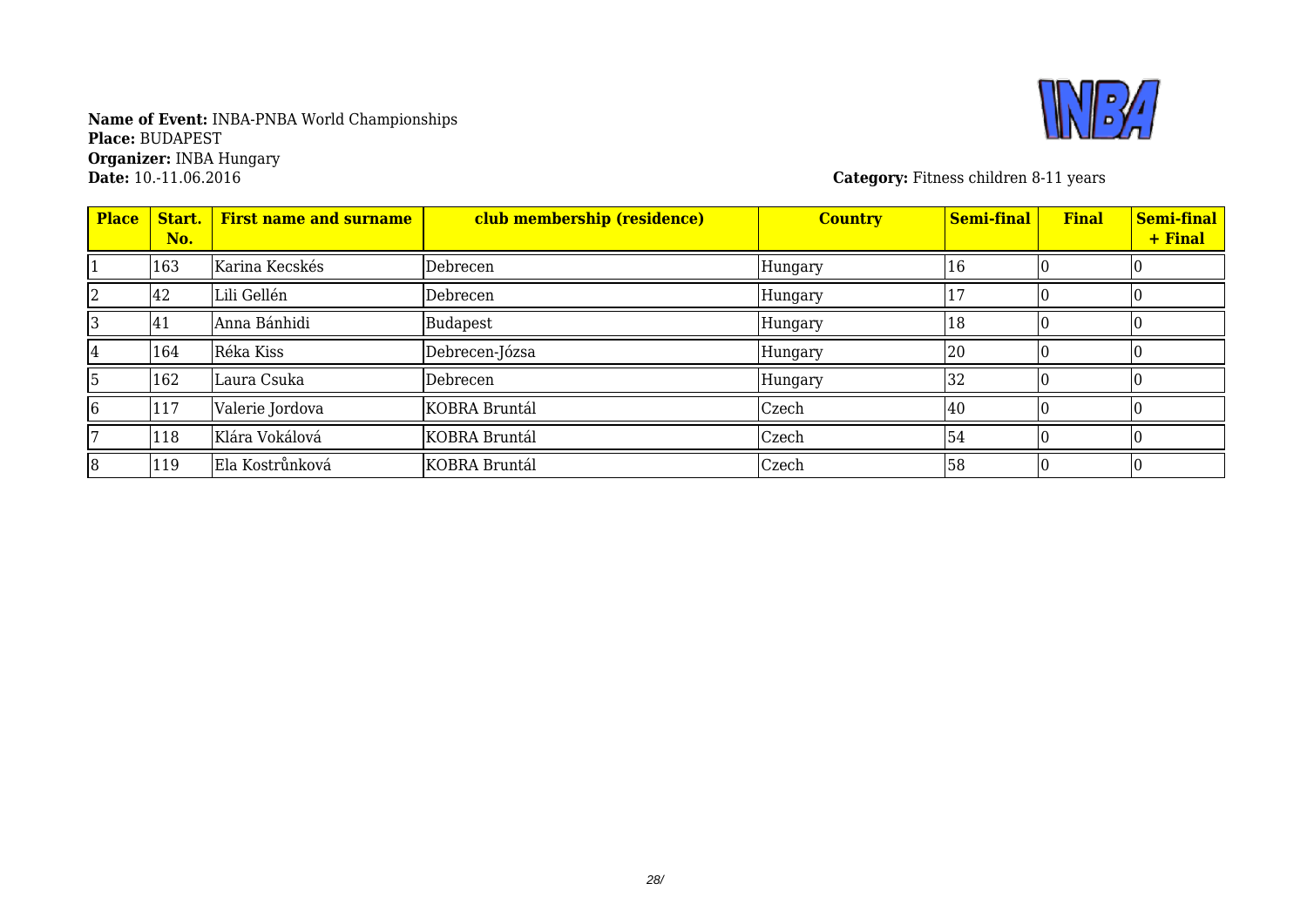**Name of Event:** INBA-PNBA World Championships
**Place:** BUDAPEST
**Organizer:** INBA Hungary
**Date:** 10.-11.06.2016

**Category:** Fitness children 8-11 years

| Place | Start. No. | First name and surname | club membership (residence) | Country | Semi-final | Final | Semi-final + Final |
|---|---|---|---|---|---|---|---|
| 1 | 163 | Karina Kecskés | Debrecen | Hungary | 16 | 0 | 0 |
| 2 | 42 | Lili Gellén | Debrecen | Hungary | 17 | 0 | 0 |
| 3 | 41 | Anna Bánhidi | Budapest | Hungary | 18 | 0 | 0 |
| 4 | 164 | Réka Kiss | Debrecen-Józsa | Hungary | 20 | 0 | 0 |
| 5 | 162 | Laura Csuka | Debrecen | Hungary | 32 | 0 | 0 |
| 6 | 117 | Valerie Jordova | KOBRA Bruntál | Czech | 40 | 0 | 0 |
| 7 | 118 | Klára Vokálová | KOBRA Bruntál | Czech | 54 | 0 | 0 |
| 8 | 119 | Ela Kostrůnková | KOBRA Bruntál | Czech | 58 | 0 | 0 |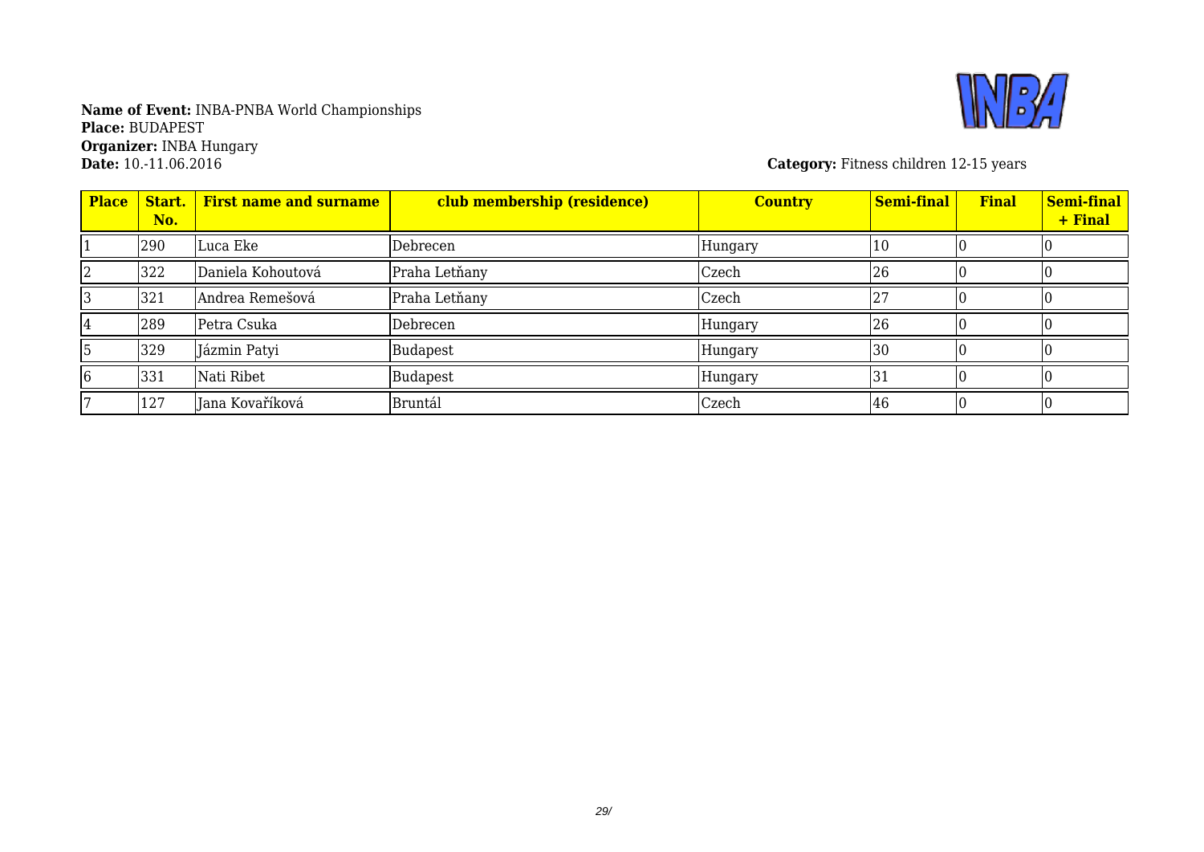**Name of Event:** INBA-PNBA World Championships
**Place:** BUDAPEST
**Organizer:** INBA Hungary
**Date:** 10.-11.06.2016

**Category:** Fitness children 12-15 years

| Place | Start. No. | First name and surname | club membership (residence) | Country | Semi-final | Final | Semi-final + Final |
|---|---|---|---|---|---|---|---|
| 1 | 290 | Luca Eke | Debrecen | Hungary | 10 | 0 | 0 |
| 2 | 322 | Daniela Kohoutová | Praha Letňany | Czech | 26 | 0 | 0 |
| 3 | 321 | Andrea Remešová | Praha Letňany | Czech | 27 | 0 | 0 |
| 4 | 289 | Petra Csuka | Debrecen | Hungary | 26 | 0 | 0 |
| 5 | 329 | Jázmin Patyi | Budapest | Hungary | 30 | 0 | 0 |
| 6 | 331 | Nati Ribet | Budapest | Hungary | 31 | 0 | 0 |
| 7 | 127 | Jana Kovaříková | Bruntál | Czech | 46 | 0 | 0 |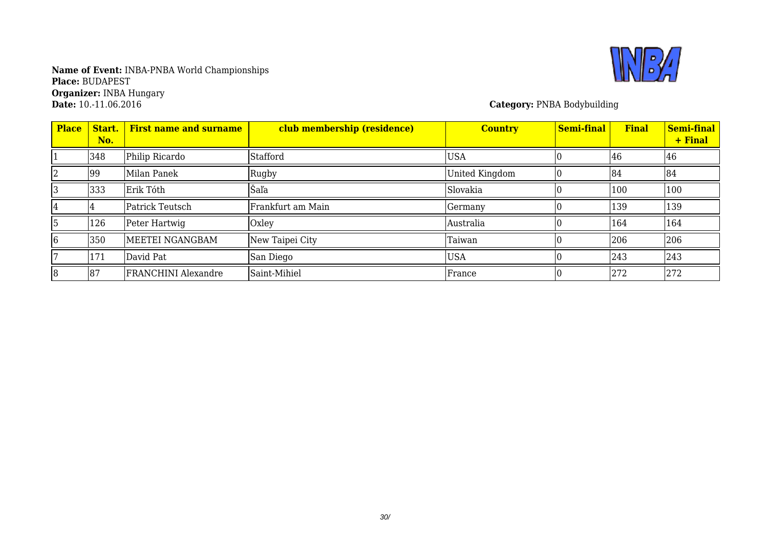**Name of Event:** INBA-PNBA World Championships
**Place:** BUDAPEST
**Organizer:** INBA Hungary
**Date:** 10.-11.06.2016

**Category:** PNBA Bodybuilding

| Place | Start. No. | First name and surname | club membership (residence) | Country | Semi-final | Final | Semi-final + Final |
|---|---|---|---|---|---|---|---|
| 1 | 348 | Philip Ricardo | Stafford | USA | 0 | 46 | 46 |
| 2 | 99 | Milan Panek | Rugby | United Kingdom | 0 | 84 | 84 |
| 3 | 333 | Erik Tóth | Šaľa | Slovakia | 0 | 100 | 100 |
| 4 | 4 | Patrick Teutsch | Frankfurt am Main | Germany | 0 | 139 | 139 |
| 5 | 126 | Peter Hartwig | Oxley | Australia | 0 | 164 | 164 |
| 6 | 350 | MEETEI NGANGBAM | New Taipei City | Taiwan | 0 | 206 | 206 |
| 7 | 171 | David Pat | San Diego | USA | 0 | 243 | 243 |
| 8 | 87 | FRANCHINI Alexandre | Saint-Mihiel | France | 0 | 272 | 272 |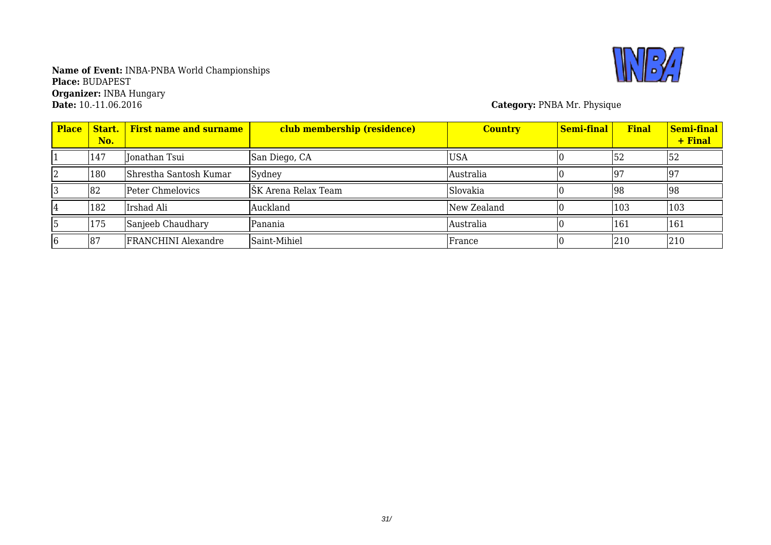**Name of Event:** INBA-PNBA World Championships
**Place:** BUDAPEST
**Organizer:** INBA Hungary
**Date:** 10.-11.06.2016

**Category:** PNBA Mr. Physique

| Place | Start. No. | First name and surname | club membership (residence) | Country | Semi-final | Final | Semi-final + Final |
|---|---|---|---|---|---|---|---|
| 1 | 147 | Jonathan Tsui | San Diego, CA | USA | 0 | 52 | 52 |
| 2 | 180 | Shrestha Santosh Kumar | Sydney | Australia | 0 | 97 | 97 |
| 3 | 82 | Peter Chmelovics | ŠK Arena Relax Team | Slovakia | 0 | 98 | 98 |
| 4 | 182 | Irshad Ali | Auckland | New Zealand | 0 | 103 | 103 |
| 5 | 175 | Sanjeeb Chaudhary | Panania | Australia | 0 | 161 | 161 |
| 6 | 87 | FRANCHINI Alexandre | Saint-Mihiel | France | 0 | 210 | 210 |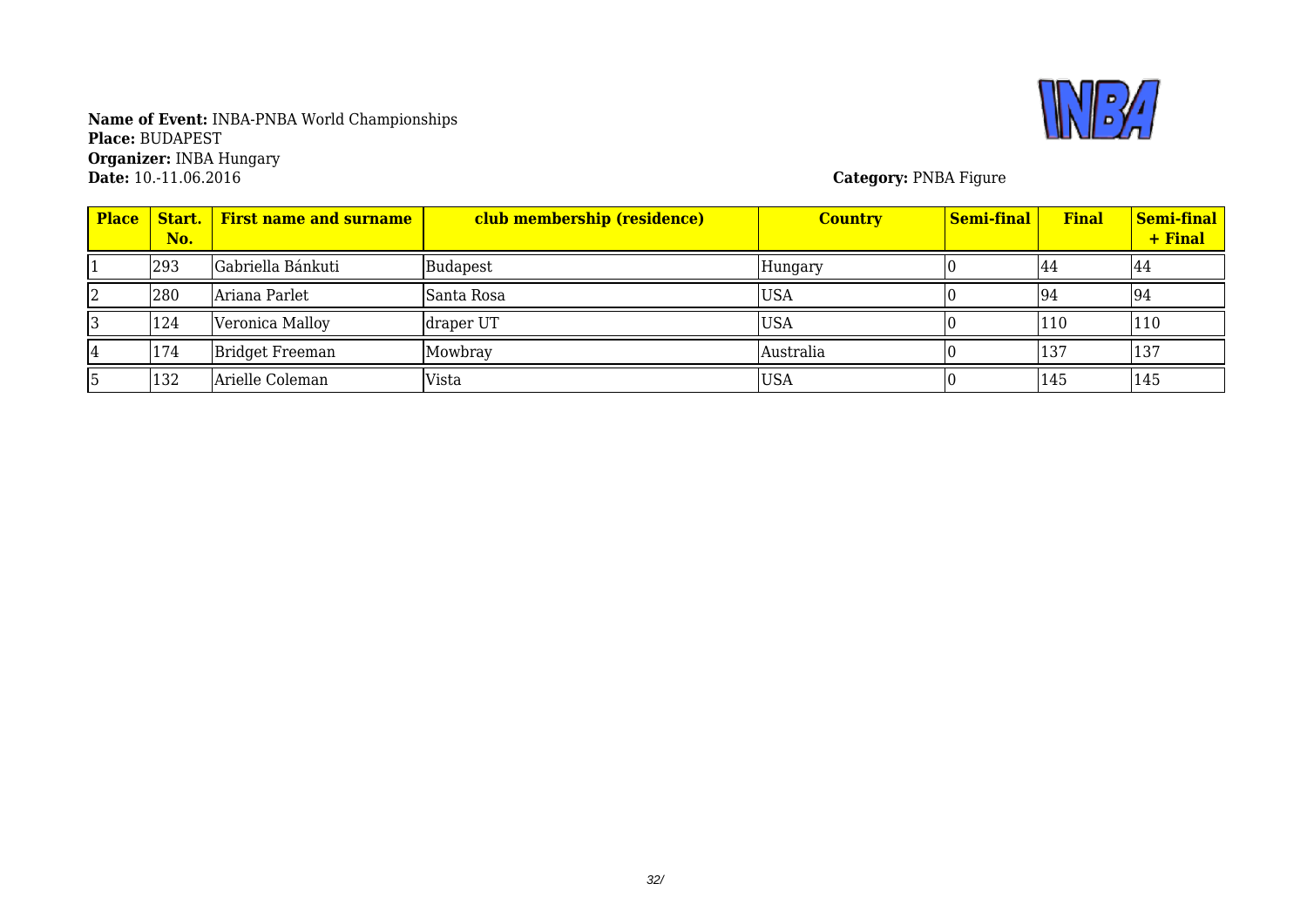**Name of Event:** INBA-PNBA World Championships
**Place:** BUDAPEST
**Organizer:** INBA Hungary
**Date:** 10.-11.06.2016

**Category:** PNBA Figure

| Place | Start. No. | First name and surname | club membership (residence) | Country | Semi-final | Final | Semi-final + Final |
|---|---|---|---|---|---|---|---|
| 1 | 293 | Gabriella Bánkuti | Budapest | Hungary | 0 | 44 | 44 |
| 2 | 280 | Ariana Parlet | Santa Rosa | USA | 0 | 94 | 94 |
| 3 | 124 | Veronica Malloy | draper UT | USA | 0 | 110 | 110 |
| 4 | 174 | Bridget Freeman | Mowbray | Australia | 0 | 137 | 137 |
| 5 | 132 | Arielle Coleman | Vista | USA | 0 | 145 | 145 |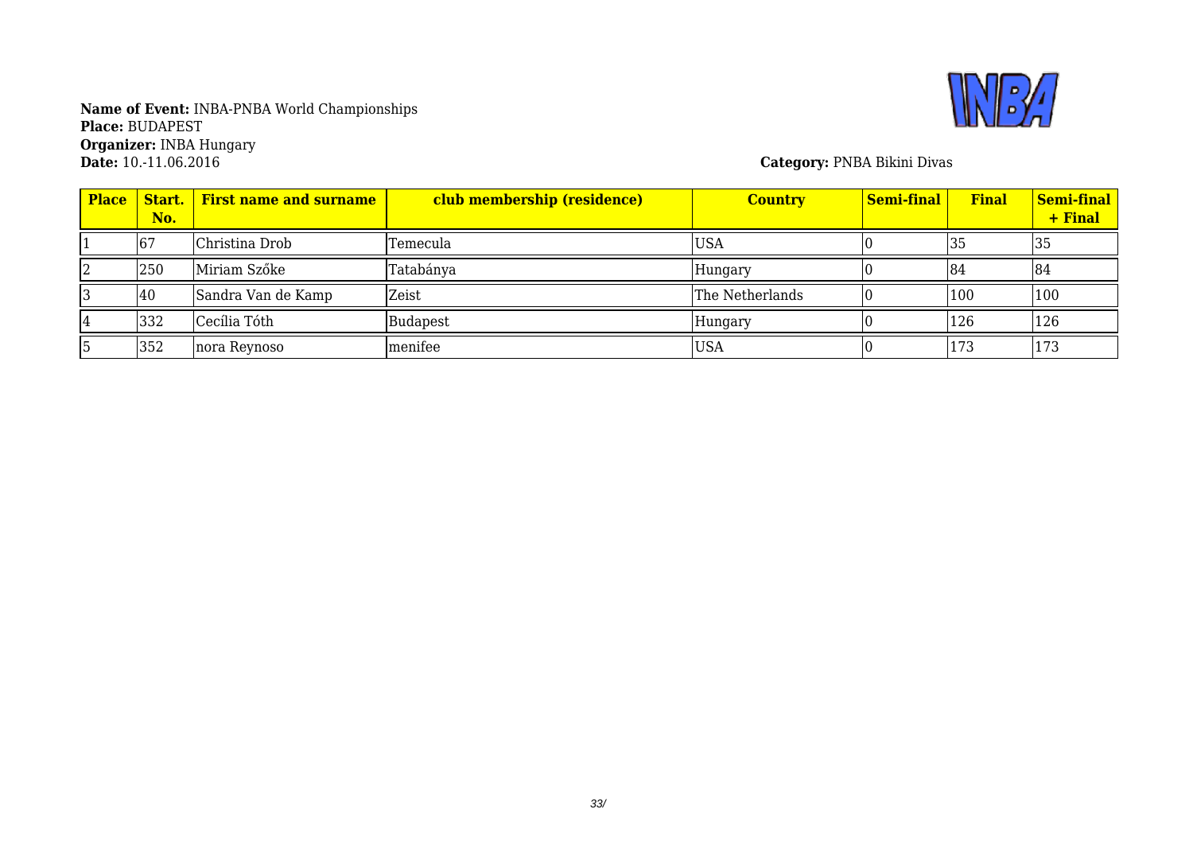**Name of Event:** INBA-PNBA World Championships
**Place:** BUDAPEST
**Organizer:** INBA Hungary
**Date:** 10.-11.06.2016

**Category:** PNBA Bikini Divas

| Place | Start. No. | First name and surname | club membership (residence) | Country | Semi-final | Final | Semi-final + Final |
|---|---|---|---|---|---|---|---|
| 1 | 67 | Christina Drob | Temecula | USA | 0 | 35 | 35 |
| 2 | 250 | Miriam Szőke | Tatabánya | Hungary | 0 | 84 | 84 |
| 3 | 40 | Sandra Van de Kamp | Zeist | The Netherlands | 0 | 100 | 100 |
| 4 | 332 | Cecília Tóth | Budapest | Hungary | 0 | 126 | 126 |
| 5 | 352 | nora Reynoso | menifee | USA | 0 | 173 | 173 |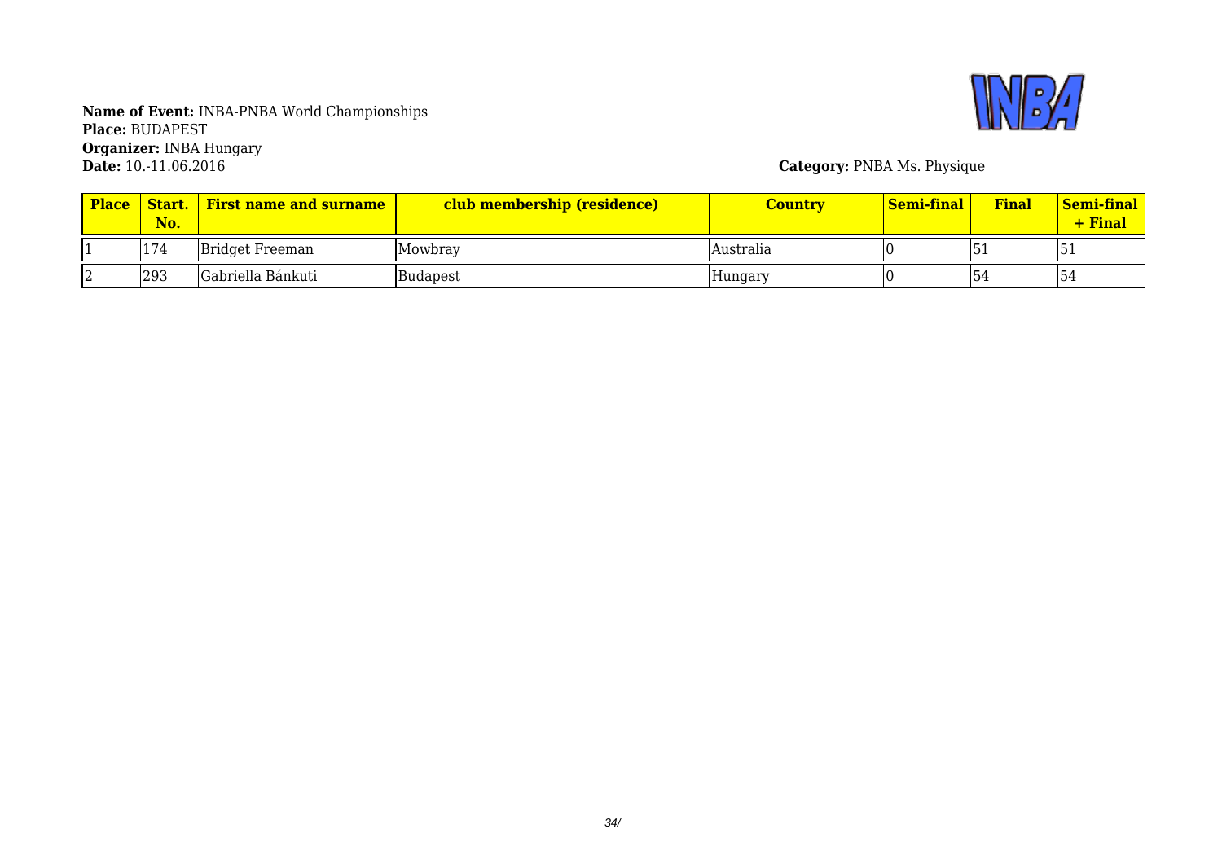**Name of Event:** INBA-PNBA World Championships
**Place:** BUDAPEST
**Organizer:** INBA Hungary
**Date:** 10.-11.06.2016

**Category:** PNBA Ms. Physique

| Place | Start. No. | First name and surname | club membership (residence) | Country | Semi-final | Final | Semi-final + Final |
|---|---|---|---|---|---|---|---|
| 1 | 174 | Bridget Freeman | Mowbray | Australia | 0 | 51 | 51 |
| 2 | 293 | Gabriella Bánkuti | Budapest | Hungary | 0 | 54 | 54 |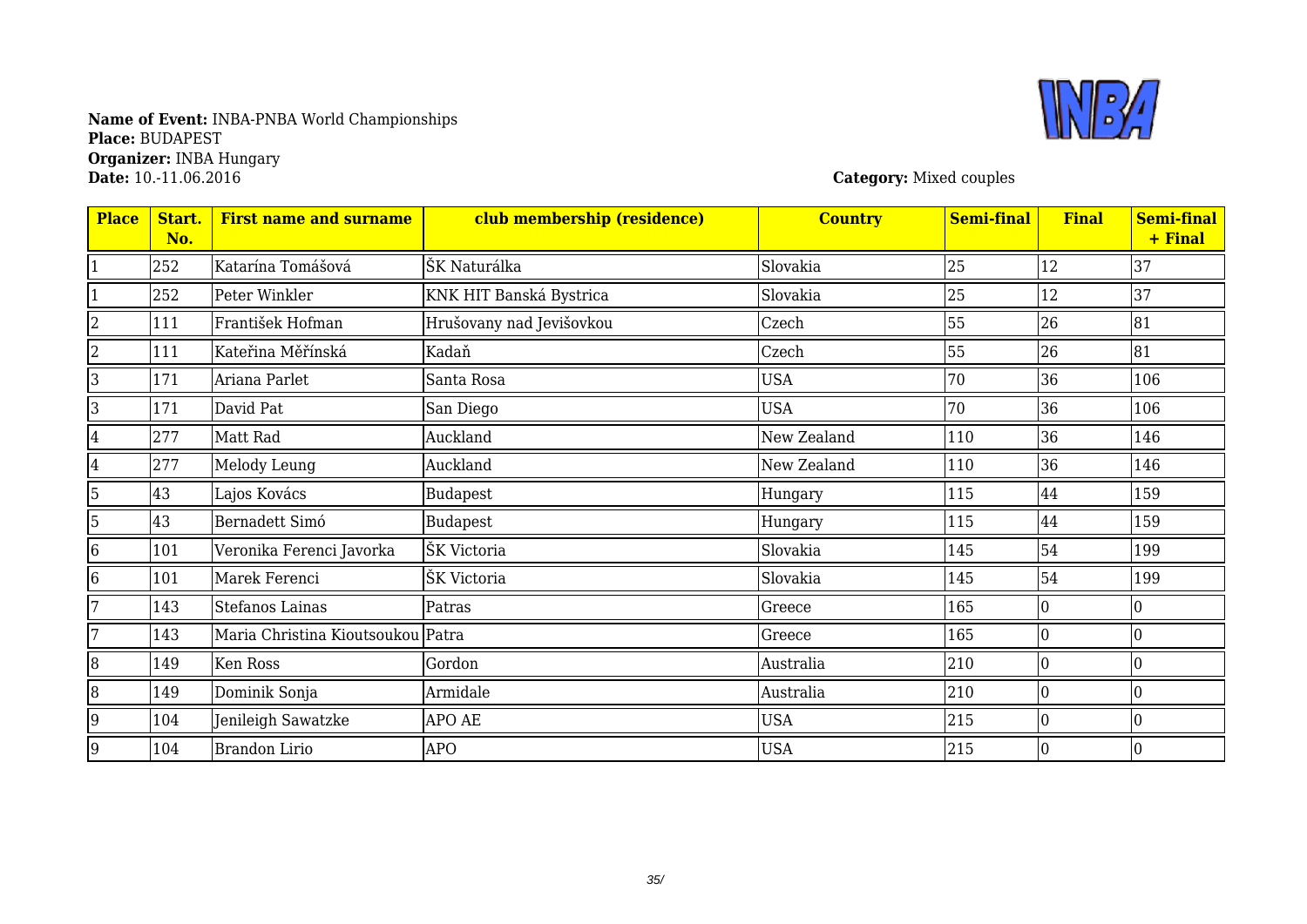**Name of Event:** INBA-PNBA World Championships
**Place:** BUDAPEST
**Organizer:** INBA Hungary
**Date:** 10.-11.06.2016

**Category:** Mixed couples

| Place | Start. No. | First name and surname | club membership (residence) | Country | Semi-final | Final | Semi-final + Final |
|---|---|---|---|---|---|---|---|
| 1 | 252 | Katarína Tomášová | ŠK Naturálka | Slovakia | 25 | 12 | 37 |
| 1 | 252 | Peter Winkler | KNK HIT Banská Bystrica | Slovakia | 25 | 12 | 37 |
| 2 | 111 | František Hofman | Hrušovany nad Jevišovkou | Czech | 55 | 26 | 81 |
| 2 | 111 | Kateřina Měřínská | Kadaň | Czech | 55 | 26 | 81 |
| 3 | 171 | Ariana Parlet | Santa Rosa | USA | 70 | 36 | 106 |
| 3 | 171 | David Pat | San Diego | USA | 70 | 36 | 106 |
| 4 | 277 | Matt Rad | Auckland | New Zealand | 110 | 36 | 146 |
| 4 | 277 | Melody Leung | Auckland | New Zealand | 110 | 36 | 146 |
| 5 | 43 | Lajos Kovács | Budapest | Hungary | 115 | 44 | 159 |
| 5 | 43 | Bernadett Simó | Budapest | Hungary | 115 | 44 | 159 |
| 6 | 101 | Veronika Ferenci Javorka | ŠK Victoria | Slovakia | 145 | 54 | 199 |
| 6 | 101 | Marek Ferenci | ŠK Victoria | Slovakia | 145 | 54 | 199 |
| 7 | 143 | Stefanos Lainas | Patras | Greece | 165 | 0 | 0 |
| 7 | 143 | Maria Christina Kioutsoukou | Patra | Greece | 165 | 0 | 0 |
| 8 | 149 | Ken Ross | Gordon | Australia | 210 | 0 | 0 |
| 8 | 149 | Dominik Sonja | Armidale | Australia | 210 | 0 | 0 |
| 9 | 104 | Jenileigh Sawatzke | APO AE | USA | 215 | 0 | 0 |
| 9 | 104 | Brandon Lirio | APO | USA | 215 | 0 | 0 |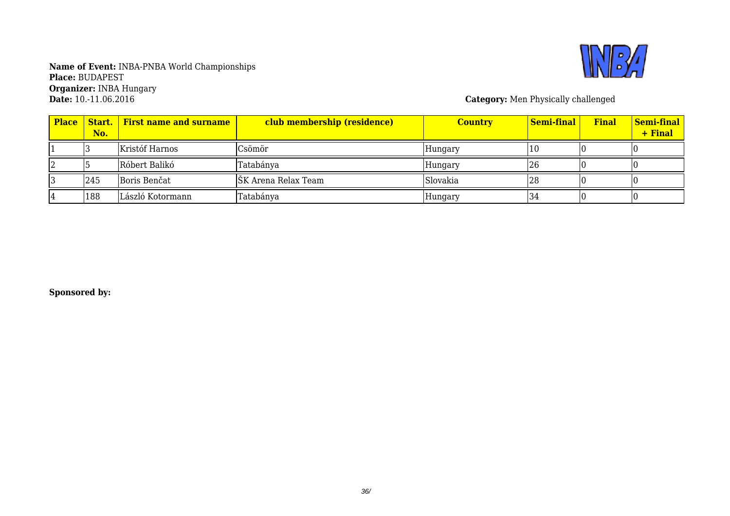**Name of Event:** INBA-PNBA World Championships
**Place:** BUDAPEST
**Organizer:** INBA Hungary
**Date:** 10.-11.06.2016

**Category:** Men Physically challenged

| Place | Start. No. | First name and surname | club membership (residence) | Country | Semi-final | Final | Semi-final + Final |
|---|---|---|---|---|---|---|---|
| 1 | 3 | Kristóf Harnos | Csömör | Hungary | 10 | 0 | 0 |
| 2 | 5 | Róbert Balikó | Tatabánya | Hungary | 26 | 0 | 0 |
| 3 | 245 | Boris Benčat | ŠK Arena Relax Team | Slovakia | 28 | 0 | 0 |
| 4 | 188 | László Kotormann | Tatabánya | Hungary | 34 | 0 | 0 |

**Sponsored by:**